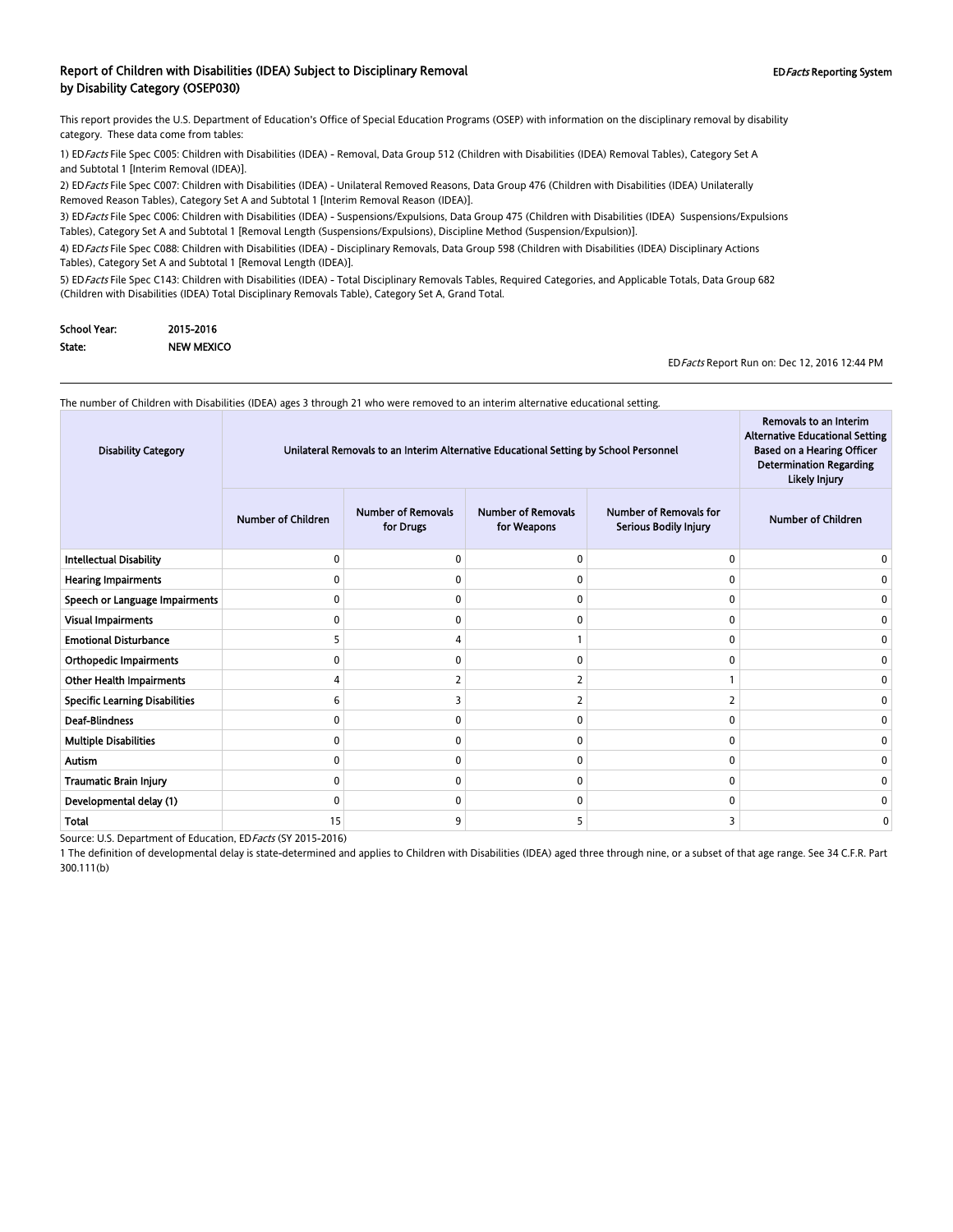# Report of Children with Disabilities (IDEA) Subject to Disciplinary Removal by Disability Category (OSEP030)

EDFacts Reporting System

This report provides the U.S. Department of Education's Office of Special Education Programs (OSEP) with information on the disciplinary removal by disability category. These data come from tables:

1) ED*Facts* File Spec C005: Children with Disabilities (IDEA) - Removal, Data Group 512 (Children with Disabilities (IDEA) Removal Tables), Category Set A and Subtotal 1 [Interim Removal (IDEA)].

2) ED*Facts* File Spec C007: Children with Disabilities (IDEA) - Unilateral Removed Reasons, Data Group 476 (Children with Disabilities (IDEA) Unilaterally Removed Reason Tables), Category Set A and Subtotal 1 [Interim Removal Reason (IDEA)].

3) ED*Facts* File Spec C006: Children with Disabilities (IDEA) - Suspensions/Expulsions, Data Group 475 (Children with Disabilities (IDEA) Suspensions/Expulsions Tables), Category Set A and Subtotal 1 [Removal Length (Suspensions/Expulsions), Discipline Method (Suspension/Expulsion)].

4) ED*Facts* File Spec C088: Children with Disabilities (IDEA) - Disciplinary Removals, Data Group 598 (Children with Disabilities (IDEA) Disciplinary Actions Tables), Category Set A and Subtotal 1 [Removal Length (IDEA)].

5) ED*Facts* File Spec C143: Children with Disabilities (IDEA) - Total Disciplinary Removals Tables, Required Categories, and Applicable Totals, Data Group 682 (Children with Disabilities (IDEA) Total Disciplinary Removals Table), Category Set A, Grand Total.

**School Year:** 2015-2016

**State:** NEW MEXICO

ED*Facts* Report Run on: Dec 12, 2016 12:44 PM

The number of Children with Disabilities (IDEA) ages 3 through 21 who were removed to an interim alternative educational setting.

| Disability Category | Unilateral Removals to an Interim Alternative Educational Setting by School Personnel | | | | Removals to an Interim Alternative Educational Setting Based on a Hearing Officer Determination Regarding Likely Injury |
|---|---|---|---|---|---|
| | Number of Children | Number of Removals for Drugs | Number of Removals for Weapons | Number of Removals for Serious Bodily Injury | Number of Children |
| Intellectual Disability | 0 | 0 | 0 | 0 | 0 |
| Hearing Impairments | 0 | 0 | 0 | 0 | 0 |
| Speech or Language Impairments | 0 | 0 | 0 | 0 | 0 |
| Visual Impairments | 0 | 0 | 0 | 0 | 0 |
| Emotional Disturbance | 5 | 4 | 1 | 0 | 0 |
| Orthopedic Impairments | 0 | 0 | 0 | 0 | 0 |
| Other Health Impairments | 4 | 2 | 2 | 1 | 0 |
| Specific Learning Disabilities | 6 | 3 | 2 | 2 | 0 |
| Deaf-Blindness | 0 | 0 | 0 | 0 | 0 |
| Multiple Disabilities | 0 | 0 | 0 | 0 | 0 |
| Autism | 0 | 0 | 0 | 0 | 0 |
| Traumatic Brain Injury | 0 | 0 | 0 | 0 | 0 |
| Developmental delay (1) | 0 | 0 | 0 | 0 | 0 |
| Total | 15 | 9 | 5 | 3 | 0 |

Source: U.S. Department of Education, ED*Facts* (SY 2015-2016)

1 The definition of developmental delay is state-determined and applies to Children with Disabilities (IDEA) aged three through nine, or a subset of that age range. See 34 C.F.R. Part 300.111(b)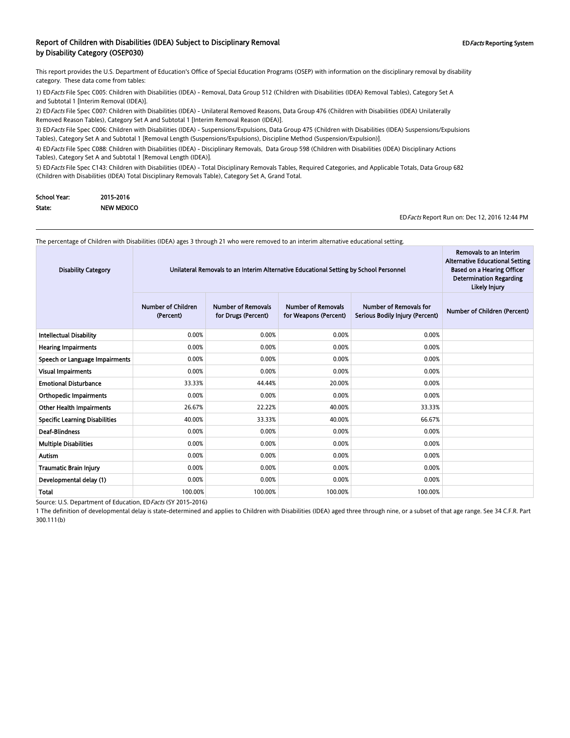## Report of Children with Disabilities (IDEA) Subject to Disciplinary Removal by Disability Category (OSEP030)

EDFacts Reporting System

This report provides the U.S. Department of Education's Office of Special Education Programs (OSEP) with information on the disciplinary removal by disability category. These data come from tables:

1) ED*Facts* File Spec C005: Children with Disabilities (IDEA) - Removal, Data Group 512 (Children with Disabilities (IDEA) Removal Tables), Category Set A and Subtotal 1 [Interim Removal (IDEA)].

2) ED*Facts* File Spec C007: Children with Disabilities (IDEA) - Unilateral Removed Reasons, Data Group 476 (Children with Disabilities (IDEA) Unilaterally Removed Reason Tables), Category Set A and Subtotal 1 [Interim Removal Reason (IDEA)].

3) ED*Facts* File Spec C006: Children with Disabilities (IDEA) - Suspensions/Expulsions, Data Group 475 (Children with Disabilities (IDEA) Suspensions/Expulsions Tables), Category Set A and Subtotal 1 [Removal Length (Suspensions/Expulsions), Discipline Method (Suspension/Expulsion)].

4) ED*Facts* File Spec C088: Children with Disabilities (IDEA) - Disciplinary Removals, Data Group 598 (Children with Disabilities (IDEA) Disciplinary Actions Tables), Category Set A and Subtotal 1 [Removal Length (IDEA)].

5) ED*Facts* File Spec C143: Children with Disabilities (IDEA) - Total Disciplinary Removals Tables, Required Categories, and Applicable Totals, Data Group 682 (Children with Disabilities (IDEA) Total Disciplinary Removals Table), Category Set A, Grand Total.

**School Year:** 2015-2016

**State:** NEW MEXICO

ED*Facts* Report Run on: Dec 12, 2016 12:44 PM

The percentage of Children with Disabilities (IDEA) ages 3 through 21 who were removed to an interim alternative educational setting.

| Disability Category | Unilateral Removals to an Interim Alternative Educational Setting by School Personnel | | | | Removals to an Interim Alternative Educational Setting Based on a Hearing Officer Determination Regarding Likely Injury |
|---|---|---|---|---|---|
| | Number of Children (Percent) | Number of Removals for Drugs (Percent) | Number of Removals for Weapons (Percent) | Number of Removals for Serious Bodily Injury (Percent) | Number of Children (Percent) |
| Intellectual Disability | 0.00% | 0.00% | 0.00% | 0.00% | |
| Hearing Impairments | 0.00% | 0.00% | 0.00% | 0.00% | |
| Speech or Language Impairments | 0.00% | 0.00% | 0.00% | 0.00% | |
| Visual Impairments | 0.00% | 0.00% | 0.00% | 0.00% | |
| Emotional Disturbance | 33.33% | 44.44% | 20.00% | 0.00% | |
| Orthopedic Impairments | 0.00% | 0.00% | 0.00% | 0.00% | |
| Other Health Impairments | 26.67% | 22.22% | 40.00% | 33.33% | |
| Specific Learning Disabilities | 40.00% | 33.33% | 40.00% | 66.67% | |
| Deaf-Blindness | 0.00% | 0.00% | 0.00% | 0.00% | |
| Multiple Disabilities | 0.00% | 0.00% | 0.00% | 0.00% | |
| Autism | 0.00% | 0.00% | 0.00% | 0.00% | |
| Traumatic Brain Injury | 0.00% | 0.00% | 0.00% | 0.00% | |
| Developmental delay (1) | 0.00% | 0.00% | 0.00% | 0.00% | |
| Total | 100.00% | 100.00% | 100.00% | 100.00% | |

Source: U.S. Department of Education, ED*Facts* (SY 2015-2016)

1 The definition of developmental delay is state-determined and applies to Children with Disabilities (IDEA) aged three through nine, or a subset of that age range. See 34 C.F.R. Part 300.111(b)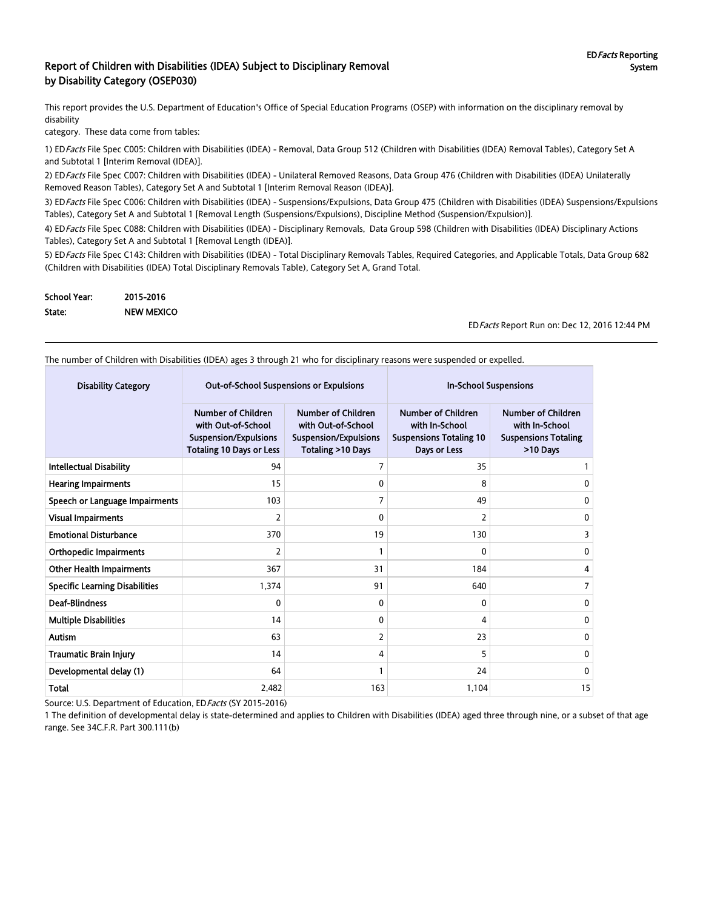## Report of Children with Disabilities (IDEA) Subject to Disciplinary Removal by Disability Category (OSEP030)

EDFacts Reporting System

This report provides the U.S. Department of Education's Office of Special Education Programs (OSEP) with information on the disciplinary removal by disability category. These data come from tables:

1) EDFacts File Spec C005: Children with Disabilities (IDEA) - Removal, Data Group 512 (Children with Disabilities (IDEA) Removal Tables), Category Set A and Subtotal 1 [Interim Removal (IDEA)].

2) EDFacts File Spec C007: Children with Disabilities (IDEA) - Unilateral Removed Reasons, Data Group 476 (Children with Disabilities (IDEA) Unilaterally Removed Reason Tables), Category Set A and Subtotal 1 [Interim Removal Reason (IDEA)].

3) EDFacts File Spec C006: Children with Disabilities (IDEA) - Suspensions/Expulsions, Data Group 475 (Children with Disabilities (IDEA) Suspensions/Expulsions Tables), Category Set A and Subtotal 1 [Removal Length (Suspensions/Expulsions), Discipline Method (Suspension/Expulsion)].

4) EDFacts File Spec C088: Children with Disabilities (IDEA) - Disciplinary Removals, Data Group 598 (Children with Disabilities (IDEA) Disciplinary Actions Tables), Category Set A and Subtotal 1 [Removal Length (IDEA)].

5) EDFacts File Spec C143: Children with Disabilities (IDEA) - Total Disciplinary Removals Tables, Required Categories, and Applicable Totals, Data Group 682 (Children with Disabilities (IDEA) Total Disciplinary Removals Table), Category Set A, Grand Total.

**School Year:** 2015-2016

**State:** NEW MEXICO

EDFacts Report Run on: Dec 12, 2016 12:44 PM

The number of Children with Disabilities (IDEA) ages 3 through 21 who for disciplinary reasons were suspended or expelled.

| Disability Category | Out-of-School Suspensions or Expulsions | | In-School Suspensions | |
|---|---|---|---|---|
| | Number of Children with Out-of-School Suspension/Expulsions Totaling 10 Days or Less | Number of Children with Out-of-School Suspension/Expulsions Totaling >10 Days | Number of Children with In-School Suspensions Totaling 10 Days or Less | Number of Children with In-School Suspensions Totaling >10 Days |
| Intellectual Disability | 94 | 7 | 35 | 1 |
| Hearing Impairments | 15 | 0 | 8 | 0 |
| Speech or Language Impairments | 103 | 7 | 49 | 0 |
| Visual Impairments | 2 | 0 | 2 | 0 |
| Emotional Disturbance | 370 | 19 | 130 | 3 |
| Orthopedic Impairments | 2 | 1 | 0 | 0 |
| Other Health Impairments | 367 | 31 | 184 | 4 |
| Specific Learning Disabilities | 1,374 | 91 | 640 | 7 |
| Deaf-Blindness | 0 | 0 | 0 | 0 |
| Multiple Disabilities | 14 | 0 | 4 | 0 |
| Autism | 63 | 2 | 23 | 0 |
| Traumatic Brain Injury | 14 | 4 | 5 | 0 |
| Developmental delay (1) | 64 | 1 | 24 | 0 |
| Total | 2,482 | 163 | 1,104 | 15 |

Source: U.S. Department of Education, EDFacts (SY 2015-2016)

1 The definition of developmental delay is state-determined and applies to Children with Disabilities (IDEA) aged three through nine, or a subset of that age range. See 34C.F.R. Part 300.111(b)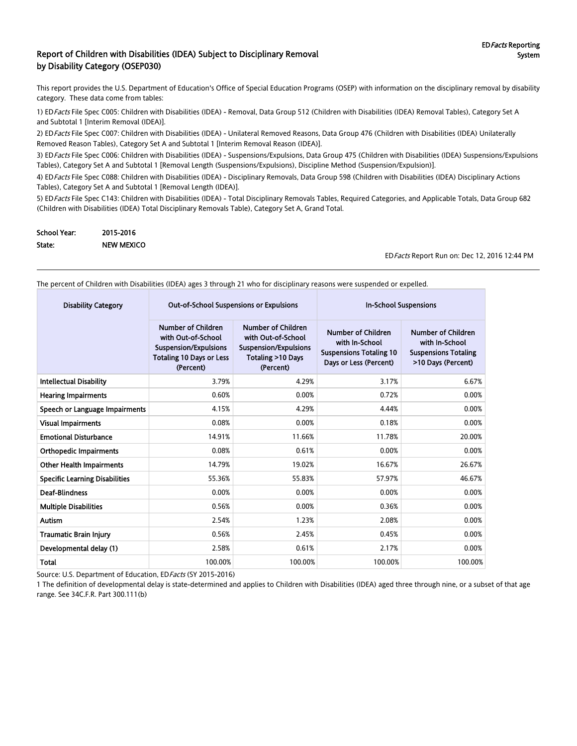# Report of Children with Disabilities (IDEA) Subject to Disciplinary Removal by Disability Category (OSEP030)

ED*Facts* Reporting System

This report provides the U.S. Department of Education's Office of Special Education Programs (OSEP) with information on the disciplinary removal by disability category. These data come from tables:

1) ED*Facts* File Spec C005: Children with Disabilities (IDEA) - Removal, Data Group 512 (Children with Disabilities (IDEA) Removal Tables), Category Set A and Subtotal 1 [Interim Removal (IDEA)].

2) ED*Facts* File Spec C007: Children with Disabilities (IDEA) - Unilateral Removed Reasons, Data Group 476 (Children with Disabilities (IDEA) Unilaterally Removed Reason Tables), Category Set A and Subtotal 1 [Interim Removal Reason (IDEA)].

3) ED*Facts* File Spec C006: Children with Disabilities (IDEA) - Suspensions/Expulsions, Data Group 475 (Children with Disabilities (IDEA) Suspensions/Expulsions Tables), Category Set A and Subtotal 1 [Removal Length (Suspensions/Expulsions), Discipline Method (Suspension/Expulsion)].

4) ED*Facts* File Spec C088: Children with Disabilities (IDEA) - Disciplinary Removals, Data Group 598 (Children with Disabilities (IDEA) Disciplinary Actions Tables), Category Set A and Subtotal 1 [Removal Length (IDEA)].

5) ED*Facts* File Spec C143: Children with Disabilities (IDEA) - Total Disciplinary Removals Tables, Required Categories, and Applicable Totals, Data Group 682 (Children with Disabilities (IDEA) Total Disciplinary Removals Table), Category Set A, Grand Total.

**School Year:** 2015-2016
**State:** NEW MEXICO

ED*Facts* Report Run on: Dec 12, 2016 12:44 PM

The percent of Children with Disabilities (IDEA) ages 3 through 21 who for disciplinary reasons were suspended or expelled.

| Disability Category | Out-of-School Suspensions or Expulsions | | In-School Suspensions | |
|---|---|---|---|---|
| | Number of Children with Out-of-School Suspension/Expulsions Totaling 10 Days or Less (Percent) | Number of Children with Out-of-School Suspension/Expulsions Totaling >10 Days (Percent) | Number of Children with In-School Suspensions Totaling 10 Days or Less (Percent) | Number of Children with In-School Suspensions Totaling >10 Days (Percent) |
| Intellectual Disability | 3.79% | 4.29% | 3.17% | 6.67% |
| Hearing Impairments | 0.60% | 0.00% | 0.72% | 0.00% |
| Speech or Language Impairments | 4.15% | 4.29% | 4.44% | 0.00% |
| Visual Impairments | 0.08% | 0.00% | 0.18% | 0.00% |
| Emotional Disturbance | 14.91% | 11.66% | 11.78% | 20.00% |
| Orthopedic Impairments | 0.08% | 0.61% | 0.00% | 0.00% |
| Other Health Impairments | 14.79% | 19.02% | 16.67% | 26.67% |
| Specific Learning Disabilities | 55.36% | 55.83% | 57.97% | 46.67% |
| Deaf-Blindness | 0.00% | 0.00% | 0.00% | 0.00% |
| Multiple Disabilities | 0.56% | 0.00% | 0.36% | 0.00% |
| Autism | 2.54% | 1.23% | 2.08% | 0.00% |
| Traumatic Brain Injury | 0.56% | 2.45% | 0.45% | 0.00% |
| Developmental delay (1) | 2.58% | 0.61% | 2.17% | 0.00% |
| Total | 100.00% | 100.00% | 100.00% | 100.00% |

Source: U.S. Department of Education, ED*Facts* (SY 2015-2016)

1 The definition of developmental delay is state-determined and applies to Children with Disabilities (IDEA) aged three through nine, or a subset of that age range. See 34C.F.R. Part 300.111(b)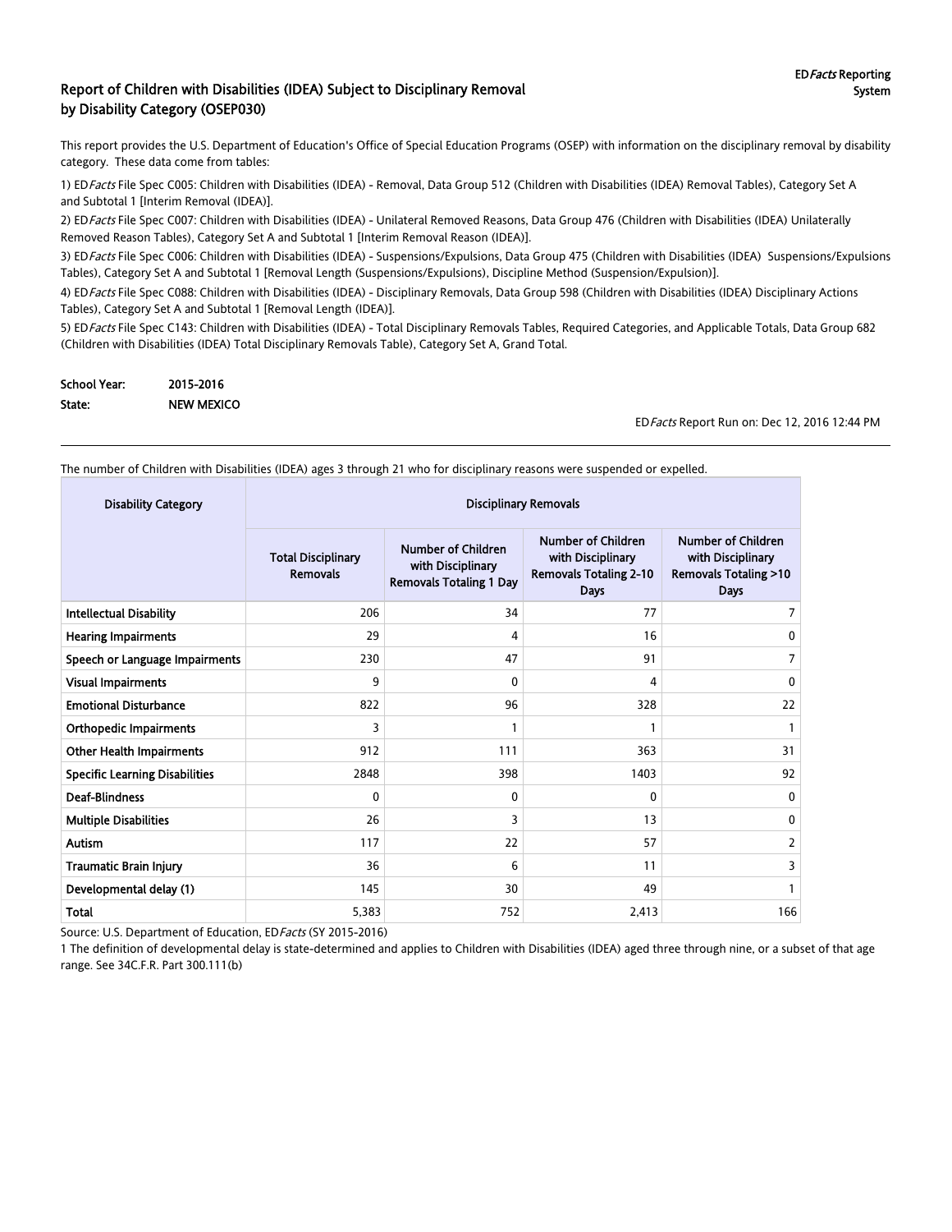# Report of Children with Disabilities (IDEA) Subject to Disciplinary Removal by Disability Category (OSEP030)

ED*Facts* Reporting System

This report provides the U.S. Department of Education's Office of Special Education Programs (OSEP) with information on the disciplinary removal by disability category. These data come from tables:

1) ED*Facts* File Spec C005: Children with Disabilities (IDEA) - Removal, Data Group 512 (Children with Disabilities (IDEA) Removal Tables), Category Set A and Subtotal 1 [Interim Removal (IDEA)].

2) ED*Facts* File Spec C007: Children with Disabilities (IDEA) - Unilateral Removed Reasons, Data Group 476 (Children with Disabilities (IDEA) Unilaterally Removed Reason Tables), Category Set A and Subtotal 1 [Interim Removal Reason (IDEA)].

3) ED*Facts* File Spec C006: Children with Disabilities (IDEA) - Suspensions/Expulsions, Data Group 475 (Children with Disabilities (IDEA) Suspensions/Expulsions Tables), Category Set A and Subtotal 1 [Removal Length (Suspensions/Expulsions), Discipline Method (Suspension/Expulsion)].

4) ED*Facts* File Spec C088: Children with Disabilities (IDEA) - Disciplinary Removals, Data Group 598 (Children with Disabilities (IDEA) Disciplinary Actions Tables), Category Set A and Subtotal 1 [Removal Length (IDEA)].

5) ED*Facts* File Spec C143: Children with Disabilities (IDEA) - Total Disciplinary Removals Tables, Required Categories, and Applicable Totals, Data Group 682 (Children with Disabilities (IDEA) Total Disciplinary Removals Table), Category Set A, Grand Total.

**School Year:** 2015-2016

**State:** NEW MEXICO

ED*Facts* Report Run on: Dec 12, 2016 12:44 PM

The number of Children with Disabilities (IDEA) ages 3 through 21 who for disciplinary reasons were suspended or expelled.

| Disability Category | Disciplinary Removals | | | |
|---|---|---|---|---|
| | Total Disciplinary Removals | Number of Children with Disciplinary Removals Totaling 1 Day | Number of Children with Disciplinary Removals Totaling 2-10 Days | Number of Children with Disciplinary Removals Totaling >10 Days |
| Intellectual Disability | 206 | 34 | 77 | 7 |
| Hearing Impairments | 29 | 4 | 16 | 0 |
| Speech or Language Impairments | 230 | 47 | 91 | 7 |
| Visual Impairments | 9 | 0 | 4 | 0 |
| Emotional Disturbance | 822 | 96 | 328 | 22 |
| Orthopedic Impairments | 3 | 1 | 1 | 1 |
| Other Health Impairments | 912 | 111 | 363 | 31 |
| Specific Learning Disabilities | 2848 | 398 | 1403 | 92 |
| Deaf-Blindness | 0 | 0 | 0 | 0 |
| Multiple Disabilities | 26 | 3 | 13 | 0 |
| Autism | 117 | 22 | 57 | 2 |
| Traumatic Brain Injury | 36 | 6 | 11 | 3 |
| Developmental delay (1) | 145 | 30 | 49 | 1 |
| **Total** | 5,383 | 752 | 2,413 | 166 |

Source: U.S. Department of Education, ED*Facts* (SY 2015-2016)

1 The definition of developmental delay is state-determined and applies to Children with Disabilities (IDEA) aged three through nine, or a subset of that age range. See 34C.F.R. Part 300.111(b)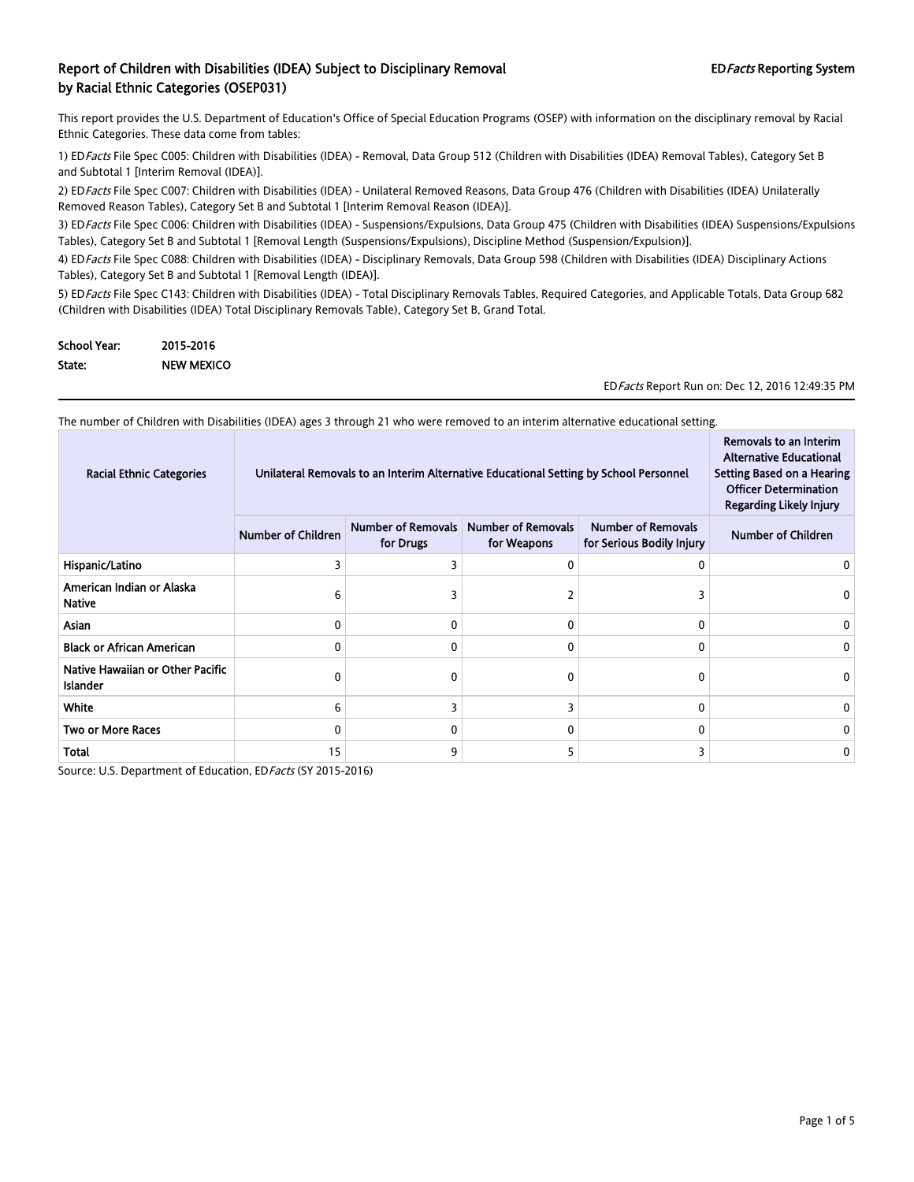## Report of Children with Disabilities (IDEA) Subject to Disciplinary Removal by Racial Ethnic Categories (OSEP031)

ED*Facts* Reporting System

This report provides the U.S. Department of Education's Office of Special Education Programs (OSEP) with information on the disciplinary removal by Racial Ethnic Categories. These data come from tables:

1) ED*Facts* File Spec C005: Children with Disabilities (IDEA) - Removal, Data Group 512 (Children with Disabilities (IDEA) Removal Tables), Category Set B and Subtotal 1 [Interim Removal (IDEA)].

2) ED*Facts* File Spec C007: Children with Disabilities (IDEA) - Unilateral Removed Reasons, Data Group 476 (Children with Disabilities (IDEA) Unilaterally Removed Reason Tables), Category Set B and Subtotal 1 [Interim Removal Reason (IDEA)].

3) ED*Facts* File Spec C006: Children with Disabilities (IDEA) - Suspensions/Expulsions, Data Group 475 (Children with Disabilities (IDEA) Suspensions/Expulsions Tables), Category Set B and Subtotal 1 [Removal Length (Suspensions/Expulsions), Discipline Method (Suspension/Expulsion)].

4) ED*Facts* File Spec C088: Children with Disabilities (IDEA) - Disciplinary Removals, Data Group 598 (Children with Disabilities (IDEA) Disciplinary Actions Tables), Category Set B and Subtotal 1 [Removal Length (IDEA)].

5) ED*Facts* File Spec C143: Children with Disabilities (IDEA) - Total Disciplinary Removals Tables, Required Categories, and Applicable Totals, Data Group 682 (Children with Disabilities (IDEA) Total Disciplinary Removals Table), Category Set B, Grand Total.

**School Year:** 2015-2016
**State:** NEW MEXICO

ED*Facts* Report Run on: Dec 12, 2016 12:49:35 PM

The number of Children with Disabilities (IDEA) ages 3 through 21 who were removed to an interim alternative educational setting.

| Racial Ethnic Categories | Unilateral Removals to an Interim Alternative Educational Setting by School Personnel | | | | Removals to an Interim Alternative Educational Setting Based on a Hearing Officer Determination Regarding Likely Injury |
|---|---|---|---|---|---|
| | Number of Children | Number of Removals for Drugs | Number of Removals for Weapons | Number of Removals for Serious Bodily Injury | Number of Children |
| Hispanic/Latino | 3 | 3 | 0 | 0 | 0 |
| American Indian or Alaska Native | 6 | 3 | 2 | 3 | 0 |
| Asian | 0 | 0 | 0 | 0 | 0 |
| Black or African American | 0 | 0 | 0 | 0 | 0 |
| Native Hawaiian or Other Pacific Islander | 0 | 0 | 0 | 0 | 0 |
| White | 6 | 3 | 3 | 0 | 0 |
| Two or More Races | 0 | 0 | 0 | 0 | 0 |
| Total | 15 | 9 | 5 | 3 | 0 |

Source: U.S. Department of Education, ED*Facts* (SY 2015-2016)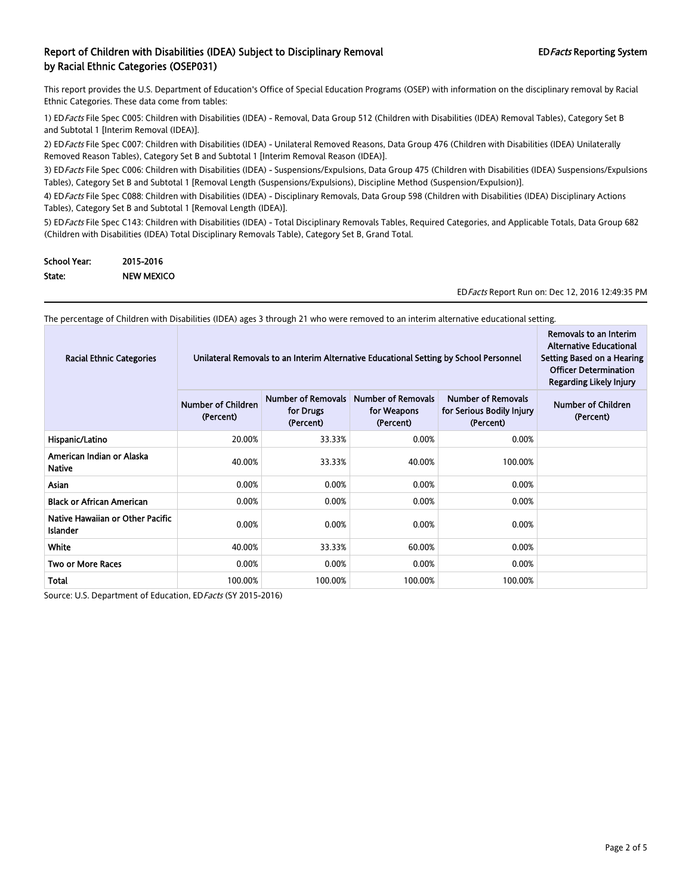# Report of Children with Disabilities (IDEA) Subject to Disciplinary Removal by Racial Ethnic Categories (OSEP031)

EDFacts Reporting System

This report provides the U.S. Department of Education's Office of Special Education Programs (OSEP) with information on the disciplinary removal by Racial Ethnic Categories. These data come from tables:

1) ED*Facts* File Spec C005: Children with Disabilities (IDEA) - Removal, Data Group 512 (Children with Disabilities (IDEA) Removal Tables), Category Set B and Subtotal 1 [Interim Removal (IDEA)].

2) ED*Facts* File Spec C007: Children with Disabilities (IDEA) - Unilateral Removed Reasons, Data Group 476 (Children with Disabilities (IDEA) Unilaterally Removed Reason Tables), Category Set B and Subtotal 1 [Interim Removal Reason (IDEA)].

3) ED*Facts* File Spec C006: Children with Disabilities (IDEA) - Suspensions/Expulsions, Data Group 475 (Children with Disabilities (IDEA) Suspensions/Expulsions Tables), Category Set B and Subtotal 1 [Removal Length (Suspensions/Expulsions), Discipline Method (Suspension/Expulsion)].

4) ED*Facts* File Spec C088: Children with Disabilities (IDEA) - Disciplinary Removals, Data Group 598 (Children with Disabilities (IDEA) Disciplinary Actions Tables), Category Set B and Subtotal 1 [Removal Length (IDEA)].

5) ED*Facts* File Spec C143: Children with Disabilities (IDEA) - Total Disciplinary Removals Tables, Required Categories, and Applicable Totals, Data Group 682 (Children with Disabilities (IDEA) Total Disciplinary Removals Table), Category Set B, Grand Total.

**School Year:** 2015-2016

**State:** NEW MEXICO

ED*Facts* Report Run on: Dec 12, 2016 12:49:35 PM

The percentage of Children with Disabilities (IDEA) ages 3 through 21 who were removed to an interim alternative educational setting.

| Racial Ethnic Categories | Unilateral Removals to an Interim Alternative Educational Setting by School Personnel | | | | Removals to an Interim Alternative Educational Setting Based on a Hearing Officer Determination Regarding Likely Injury |
|---|---|---|---|---|---|
| | Number of Children (Percent) | Number of Removals for Drugs (Percent) | Number of Removals for Weapons (Percent) | Number of Removals for Serious Bodily Injury (Percent) | Number of Children (Percent) |
| Hispanic/Latino | 20.00% | 33.33% | 0.00% | 0.00% | |
| American Indian or Alaska Native | 40.00% | 33.33% | 40.00% | 100.00% | |
| Asian | 0.00% | 0.00% | 0.00% | 0.00% | |
| Black or African American | 0.00% | 0.00% | 0.00% | 0.00% | |
| Native Hawaiian or Other Pacific Islander | 0.00% | 0.00% | 0.00% | 0.00% | |
| White | 40.00% | 33.33% | 60.00% | 0.00% | |
| Two or More Races | 0.00% | 0.00% | 0.00% | 0.00% | |
| Total | 100.00% | 100.00% | 100.00% | 100.00% | |

Source: U.S. Department of Education, ED*Facts* (SY 2015-2016)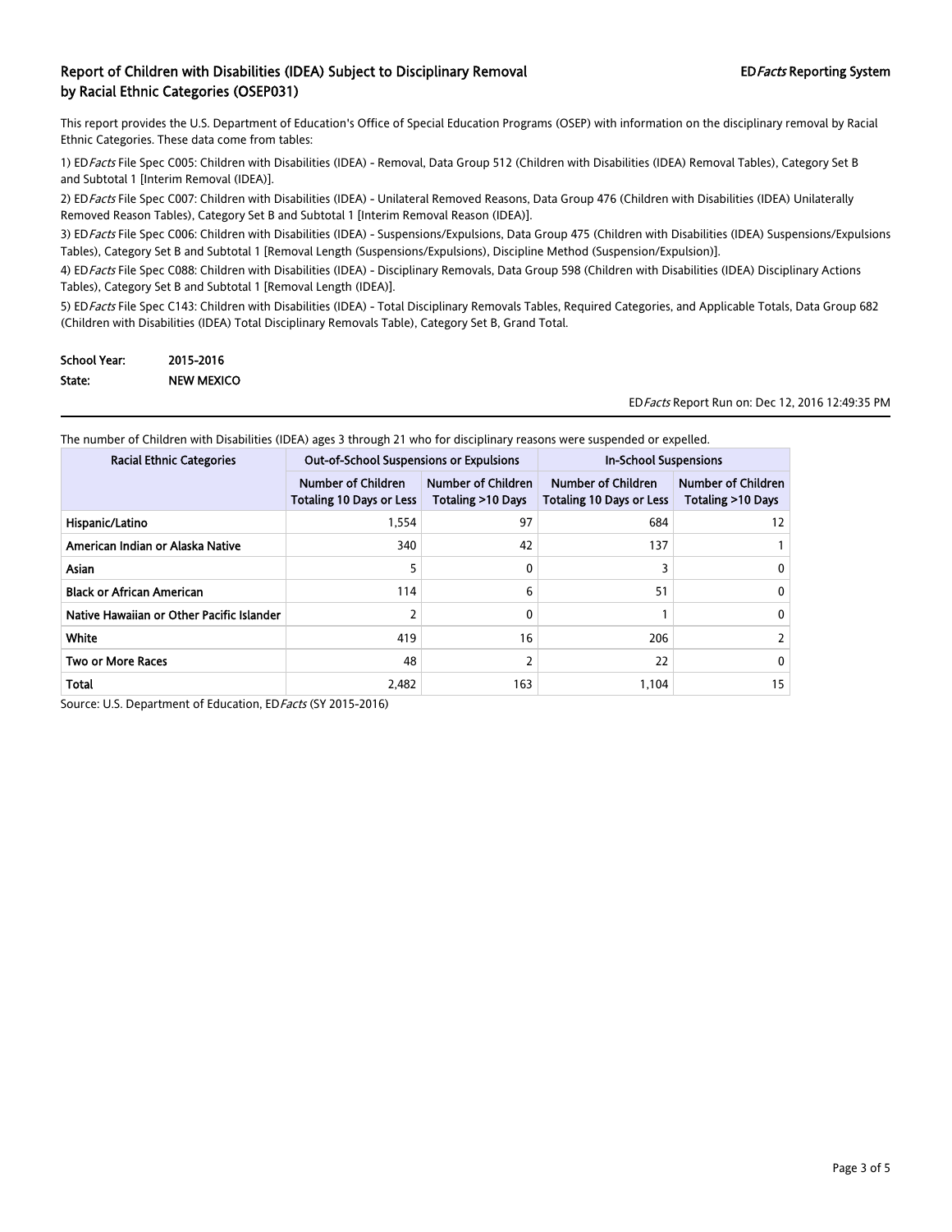## Report of Children with Disabilities (IDEA) Subject to Disciplinary Removal by Racial Ethnic Categories (OSEP031)

ED*Facts* Reporting System

This report provides the U.S. Department of Education's Office of Special Education Programs (OSEP) with information on the disciplinary removal by Racial Ethnic Categories. These data come from tables:

1) ED*Facts* File Spec C005: Children with Disabilities (IDEA) - Removal, Data Group 512 (Children with Disabilities (IDEA) Removal Tables), Category Set B and Subtotal 1 [Interim Removal (IDEA)].

2) ED*Facts* File Spec C007: Children with Disabilities (IDEA) - Unilateral Removed Reasons, Data Group 476 (Children with Disabilities (IDEA) Unilaterally Removed Reason Tables), Category Set B and Subtotal 1 [Interim Removal Reason (IDEA)].

3) ED*Facts* File Spec C006: Children with Disabilities (IDEA) - Suspensions/Expulsions, Data Group 475 (Children with Disabilities (IDEA) Suspensions/Expulsions Tables), Category Set B and Subtotal 1 [Removal Length (Suspensions/Expulsions), Discipline Method (Suspension/Expulsion)].

4) ED*Facts* File Spec C088: Children with Disabilities (IDEA) - Disciplinary Removals, Data Group 598 (Children with Disabilities (IDEA) Disciplinary Actions Tables), Category Set B and Subtotal 1 [Removal Length (IDEA)].

5) ED*Facts* File Spec C143: Children with Disabilities (IDEA) - Total Disciplinary Removals Tables, Required Categories, and Applicable Totals, Data Group 682 (Children with Disabilities (IDEA) Total Disciplinary Removals Table), Category Set B, Grand Total.

**School Year:** 2015-2016

**State:** NEW MEXICO

ED*Facts* Report Run on: Dec 12, 2016 12:49:35 PM

The number of Children with Disabilities (IDEA) ages 3 through 21 who for disciplinary reasons were suspended or expelled.

| Racial Ethnic Categories | Out-of-School Suspensions or Expulsions | | In-School Suspensions | |
|---|---|---|---|---|
| | Number of Children Totaling 10 Days or Less | Number of Children Totaling >10 Days | Number of Children Totaling 10 Days or Less | Number of Children Totaling >10 Days |
| Hispanic/Latino | 1,554 | 97 | 684 | 12 |
| American Indian or Alaska Native | 340 | 42 | 137 | 1 |
| Asian | 5 | 0 | 3 | 0 |
| Black or African American | 114 | 6 | 51 | 0 |
| Native Hawaiian or Other Pacific Islander | 2 | 0 | 1 | 0 |
| White | 419 | 16 | 206 | 2 |
| Two or More Races | 48 | 2 | 22 | 0 |
| Total | 2,482 | 163 | 1,104 | 15 |

Source: U.S. Department of Education, ED*Facts* (SY 2015-2016)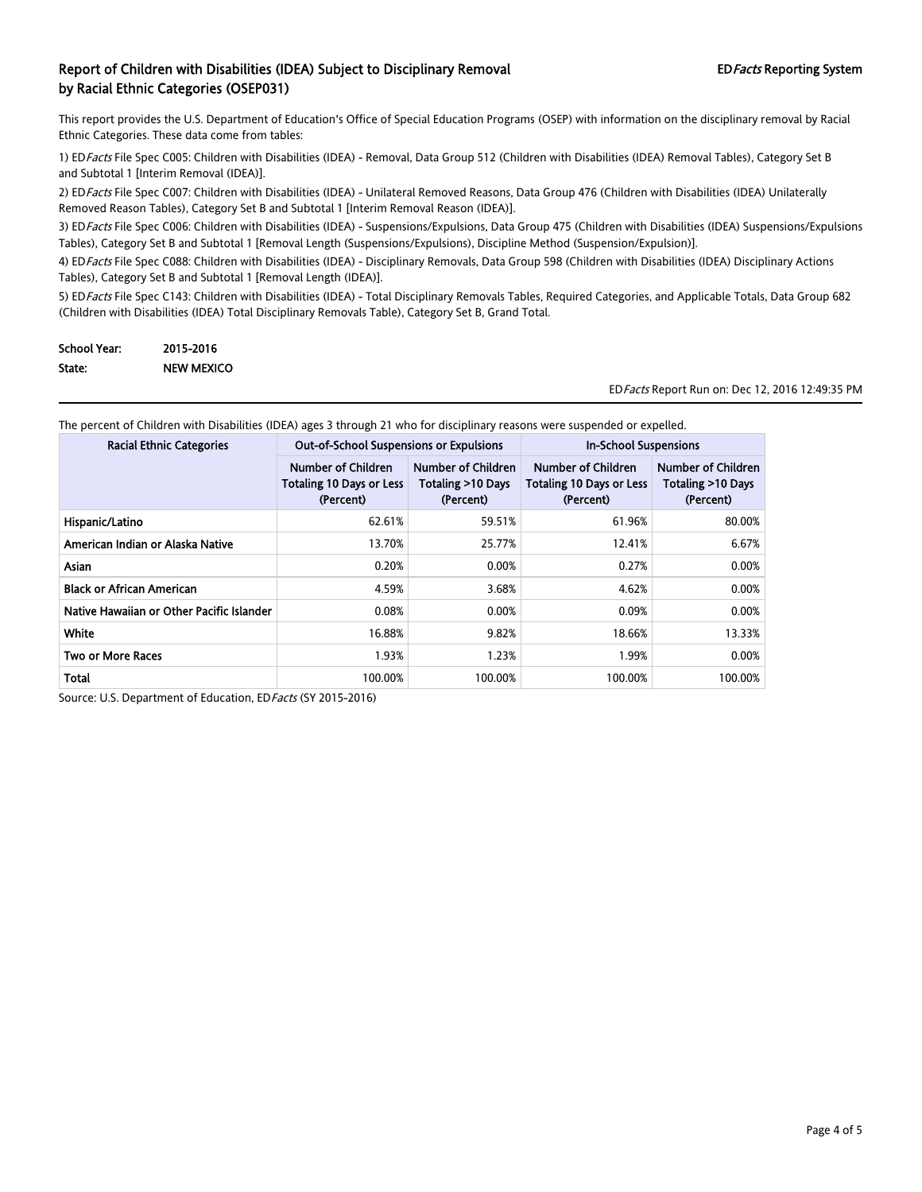## Report of Children with Disabilities (IDEA) Subject to Disciplinary Removal by Racial Ethnic Categories (OSEP031)

ED*Facts* Reporting System

This report provides the U.S. Department of Education's Office of Special Education Programs (OSEP) with information on the disciplinary removal by Racial Ethnic Categories. These data come from tables:

1) ED*Facts* File Spec C005: Children with Disabilities (IDEA) - Removal, Data Group 512 (Children with Disabilities (IDEA) Removal Tables), Category Set B and Subtotal 1 [Interim Removal (IDEA)].

2) ED*Facts* File Spec C007: Children with Disabilities (IDEA) - Unilateral Removed Reasons, Data Group 476 (Children with Disabilities (IDEA) Unilaterally Removed Reason Tables), Category Set B and Subtotal 1 [Interim Removal Reason (IDEA)].

3) ED*Facts* File Spec C006: Children with Disabilities (IDEA) - Suspensions/Expulsions, Data Group 475 (Children with Disabilities (IDEA) Suspensions/Expulsions Tables), Category Set B and Subtotal 1 [Removal Length (Suspensions/Expulsions), Discipline Method (Suspension/Expulsion)].

4) ED*Facts* File Spec C088: Children with Disabilities (IDEA) - Disciplinary Removals, Data Group 598 (Children with Disabilities (IDEA) Disciplinary Actions Tables), Category Set B and Subtotal 1 [Removal Length (IDEA)].

5) ED*Facts* File Spec C143: Children with Disabilities (IDEA) - Total Disciplinary Removals Tables, Required Categories, and Applicable Totals, Data Group 682 (Children with Disabilities (IDEA) Total Disciplinary Removals Table), Category Set B, Grand Total.

**School Year:** 2015-2016
**State:** NEW MEXICO

ED*Facts* Report Run on: Dec 12, 2016 12:49:35 PM

The percent of Children with Disabilities (IDEA) ages 3 through 21 who for disciplinary reasons were suspended or expelled.

| Racial Ethnic Categories | Out-of-School Suspensions or Expulsions | | In-School Suspensions | |
|---|---|---|---|---|
| | Number of Children Totaling 10 Days or Less (Percent) | Number of Children Totaling >10 Days (Percent) | Number of Children Totaling 10 Days or Less (Percent) | Number of Children Totaling >10 Days (Percent) |
| Hispanic/Latino | 62.61% | 59.51% | 61.96% | 80.00% |
| American Indian or Alaska Native | 13.70% | 25.77% | 12.41% | 6.67% |
| Asian | 0.20% | 0.00% | 0.27% | 0.00% |
| Black or African American | 4.59% | 3.68% | 4.62% | 0.00% |
| Native Hawaiian or Other Pacific Islander | 0.08% | 0.00% | 0.09% | 0.00% |
| White | 16.88% | 9.82% | 18.66% | 13.33% |
| Two or More Races | 1.93% | 1.23% | 1.99% | 0.00% |
| Total | 100.00% | 100.00% | 100.00% | 100.00% |

Source: U.S. Department of Education, ED*Facts* (SY 2015-2016)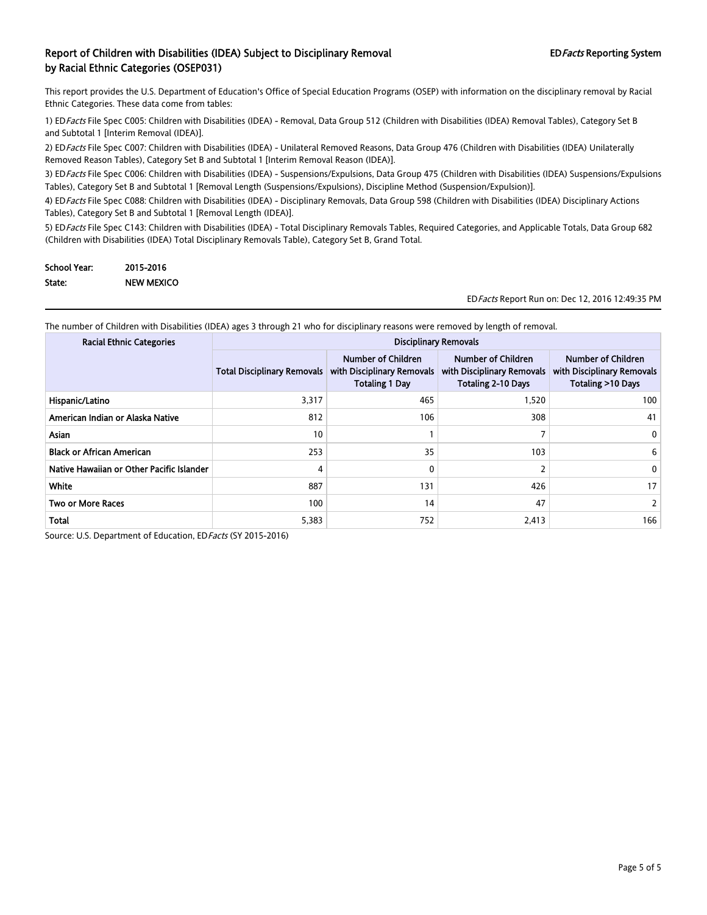## Report of Children with Disabilities (IDEA) Subject to Disciplinary Removal by Racial Ethnic Categories (OSEP031)

ED*Facts* Reporting System

This report provides the U.S. Department of Education's Office of Special Education Programs (OSEP) with information on the disciplinary removal by Racial Ethnic Categories. These data come from tables:

1) ED*Facts* File Spec C005: Children with Disabilities (IDEA) - Removal, Data Group 512 (Children with Disabilities (IDEA) Removal Tables), Category Set B and Subtotal 1 [Interim Removal (IDEA)].

2) ED*Facts* File Spec C007: Children with Disabilities (IDEA) - Unilateral Removed Reasons, Data Group 476 (Children with Disabilities (IDEA) Unilaterally Removed Reason Tables), Category Set B and Subtotal 1 [Interim Removal Reason (IDEA)].

3) ED*Facts* File Spec C006: Children with Disabilities (IDEA) - Suspensions/Expulsions, Data Group 475 (Children with Disabilities (IDEA) Suspensions/Expulsions Tables), Category Set B and Subtotal 1 [Removal Length (Suspensions/Expulsions), Discipline Method (Suspension/Expulsion)].

4) ED*Facts* File Spec C088: Children with Disabilities (IDEA) - Disciplinary Removals, Data Group 598 (Children with Disabilities (IDEA) Disciplinary Actions Tables), Category Set B and Subtotal 1 [Removal Length (IDEA)].

5) ED*Facts* File Spec C143: Children with Disabilities (IDEA) - Total Disciplinary Removals Tables, Required Categories, and Applicable Totals, Data Group 682 (Children with Disabilities (IDEA) Total Disciplinary Removals Table), Category Set B, Grand Total.

**School Year:** 2015-2016

**State:** NEW MEXICO

ED*Facts* Report Run on: Dec 12, 2016 12:49:35 PM

The number of Children with Disabilities (IDEA) ages 3 through 21 who for disciplinary reasons were removed by length of removal.

| Racial Ethnic Categories | Disciplinary Removals | | | |
|---|---|---|---|---|
| | Total Disciplinary Removals | Number of Children with Disciplinary Removals Totaling 1 Day | Number of Children with Disciplinary Removals Totaling 2-10 Days | Number of Children with Disciplinary Removals Totaling >10 Days |
| Hispanic/Latino | 3,317 | 465 | 1,520 | 100 |
| American Indian or Alaska Native | 812 | 106 | 308 | 41 |
| Asian | 10 | 1 | 7 | 0 |
| Black or African American | 253 | 35 | 103 | 6 |
| Native Hawaiian or Other Pacific Islander | 4 | 0 | 2 | 0 |
| White | 887 | 131 | 426 | 17 |
| Two or More Races | 100 | 14 | 47 | 2 |
| Total | 5,383 | 752 | 2,413 | 166 |

Source: U.S. Department of Education, ED*Facts* (SY 2015-2016)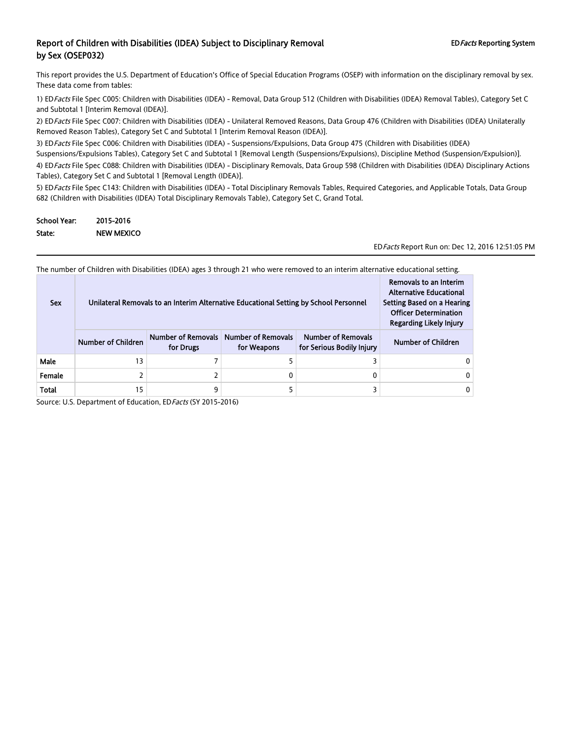# Report of Children with Disabilities (IDEA) Subject to Disciplinary Removal by Sex (OSEP032)

EDFacts Reporting System

This report provides the U.S. Department of Education's Office of Special Education Programs (OSEP) with information on the disciplinary removal by sex. These data come from tables:

1) ED*Facts* File Spec C005: Children with Disabilities (IDEA) - Removal, Data Group 512 (Children with Disabilities (IDEA) Removal Tables), Category Set C and Subtotal 1 [Interim Removal (IDEA)].

2) ED*Facts* File Spec C007: Children with Disabilities (IDEA) - Unilateral Removed Reasons, Data Group 476 (Children with Disabilities (IDEA) Unilaterally Removed Reason Tables), Category Set C and Subtotal 1 [Interim Removal Reason (IDEA)].

3) ED*Facts* File Spec C006: Children with Disabilities (IDEA) - Suspensions/Expulsions, Data Group 475 (Children with Disabilities (IDEA) Suspensions/Expulsions Tables), Category Set C and Subtotal 1 [Removal Length (Suspensions/Expulsions), Discipline Method (Suspension/Expulsion)].

4) ED*Facts* File Spec C088: Children with Disabilities (IDEA) - Disciplinary Removals, Data Group 598 (Children with Disabilities (IDEA) Disciplinary Actions Tables), Category Set C and Subtotal 1 [Removal Length (IDEA)].

5) ED*Facts* File Spec C143: Children with Disabilities (IDEA) - Total Disciplinary Removals Tables, Required Categories, and Applicable Totals, Data Group 682 (Children with Disabilities (IDEA) Total Disciplinary Removals Table), Category Set C, Grand Total.

**School Year:** 2015-2016

**State:** NEW MEXICO

ED*Facts* Report Run on: Dec 12, 2016 12:51:05 PM

The number of Children with Disabilities (IDEA) ages 3 through 21 who were removed to an interim alternative educational setting.

| Sex | Unilateral Removals to an Interim Alternative Educational Setting by School Personnel | | | | Removals to an Interim Alternative Educational Setting Based on a Hearing Officer Determination Regarding Likely Injury |
|---|---|---|---|---|---|
| | Number of Children | Number of Removals for Drugs | Number of Removals for Weapons | Number of Removals for Serious Bodily Injury | Number of Children |
| Male | 13 | 7 | 5 | 3 | 0 |
| Female | 2 | 2 | 0 | 0 | 0 |
| Total | 15 | 9 | 5 | 3 | 0 |

Source: U.S. Department of Education, ED*Facts* (SY 2015-2016)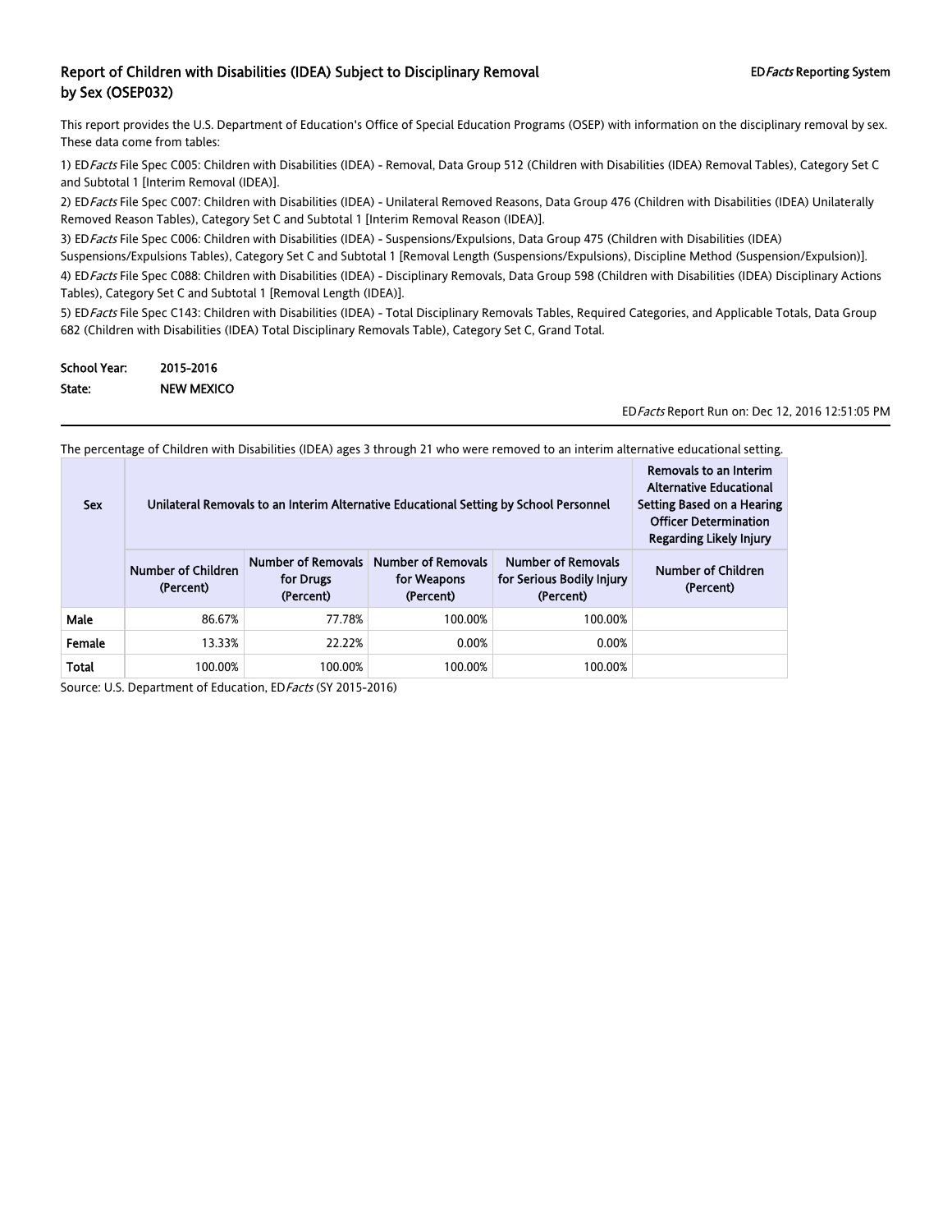# Report of Children with Disabilities (IDEA) Subject to Disciplinary Removal by Sex (OSEP032)

EDFacts Reporting System

This report provides the U.S. Department of Education's Office of Special Education Programs (OSEP) with information on the disciplinary removal by sex. These data come from tables:

1) ED*Facts* File Spec C005: Children with Disabilities (IDEA) - Removal, Data Group 512 (Children with Disabilities (IDEA) Removal Tables), Category Set C and Subtotal 1 [Interim Removal (IDEA)].

2) ED*Facts* File Spec C007: Children with Disabilities (IDEA) - Unilateral Removed Reasons, Data Group 476 (Children with Disabilities (IDEA) Unilaterally Removed Reason Tables), Category Set C and Subtotal 1 [Interim Removal Reason (IDEA)].

3) ED*Facts* File Spec C006: Children with Disabilities (IDEA) - Suspensions/Expulsions, Data Group 475 (Children with Disabilities (IDEA) Suspensions/Expulsions Tables), Category Set C and Subtotal 1 [Removal Length (Suspensions/Expulsions), Discipline Method (Suspension/Expulsion)].

4) ED*Facts* File Spec C088: Children with Disabilities (IDEA) - Disciplinary Removals, Data Group 598 (Children with Disabilities (IDEA) Disciplinary Actions Tables), Category Set C and Subtotal 1 [Removal Length (IDEA)].

5) ED*Facts* File Spec C143: Children with Disabilities (IDEA) - Total Disciplinary Removals Tables, Required Categories, and Applicable Totals, Data Group 682 (Children with Disabilities (IDEA) Total Disciplinary Removals Table), Category Set C, Grand Total.

**School Year:** 2015-2016
**State:** NEW MEXICO

ED*Facts* Report Run on: Dec 12, 2016 12:51:05 PM

The percentage of Children with Disabilities (IDEA) ages 3 through 21 who were removed to an interim alternative educational setting.

| Sex | Unilateral Removals to an Interim Alternative Educational Setting by School Personnel | | | | Removals to an Interim Alternative Educational Setting Based on a Hearing Officer Determination Regarding Likely Injury |
|---|---|---|---|---|---|
| | Number of Children (Percent) | Number of Removals for Drugs (Percent) | Number of Removals for Weapons (Percent) | Number of Removals for Serious Bodily Injury (Percent) | Number of Children (Percent) |
| Male | 86.67% | 77.78% | 100.00% | 100.00% | |
| Female | 13.33% | 22.22% | 0.00% | 0.00% | |
| Total | 100.00% | 100.00% | 100.00% | 100.00% | |

Source: U.S. Department of Education, ED*Facts* (SY 2015-2016)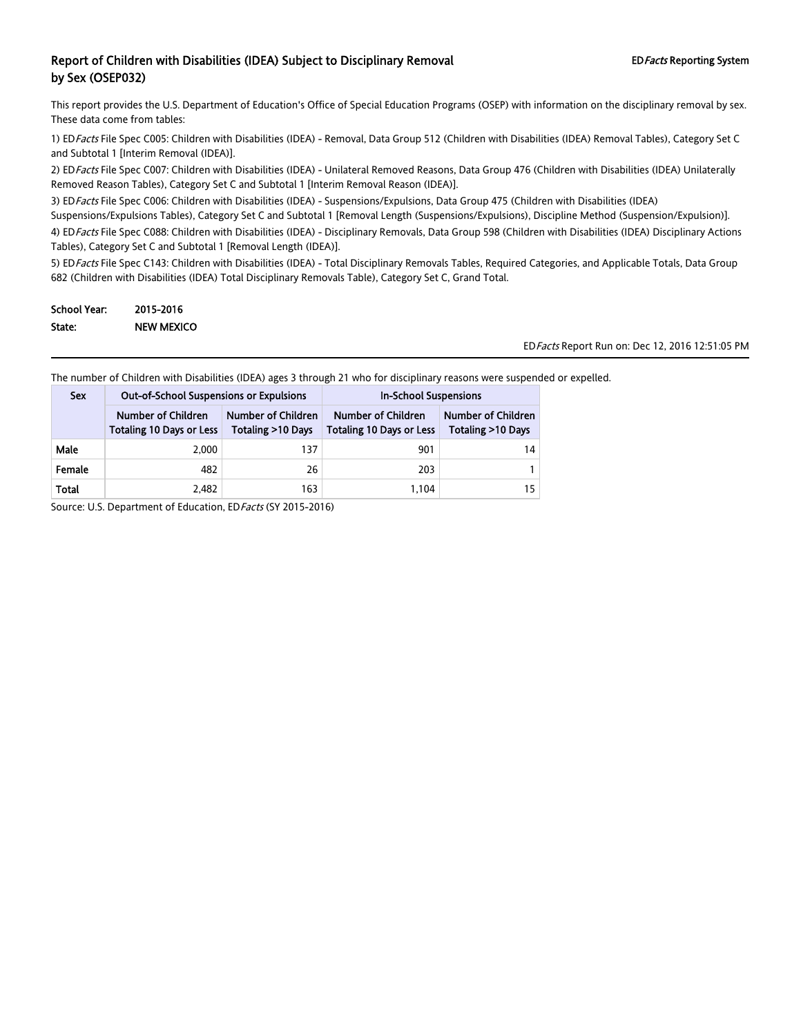# Report of Children with Disabilities (IDEA) Subject to Disciplinary Removal by Sex (OSEP032)

ED*Facts* Reporting System

This report provides the U.S. Department of Education's Office of Special Education Programs (OSEP) with information on the disciplinary removal by sex. These data come from tables:

1) ED*Facts* File Spec C005: Children with Disabilities (IDEA) - Removal, Data Group 512 (Children with Disabilities (IDEA) Removal Tables), Category Set C and Subtotal 1 [Interim Removal (IDEA)].

2) ED*Facts* File Spec C007: Children with Disabilities (IDEA) - Unilateral Removed Reasons, Data Group 476 (Children with Disabilities (IDEA) Unilaterally Removed Reason Tables), Category Set C and Subtotal 1 [Interim Removal Reason (IDEA)].

3) ED*Facts* File Spec C006: Children with Disabilities (IDEA) - Suspensions/Expulsions, Data Group 475 (Children with Disabilities (IDEA) Suspensions/Expulsions Tables), Category Set C and Subtotal 1 [Removal Length (Suspensions/Expulsions), Discipline Method (Suspension/Expulsion)].

4) ED*Facts* File Spec C088: Children with Disabilities (IDEA) - Disciplinary Removals, Data Group 598 (Children with Disabilities (IDEA) Disciplinary Actions Tables), Category Set C and Subtotal 1 [Removal Length (IDEA)].

5) ED*Facts* File Spec C143: Children with Disabilities (IDEA) - Total Disciplinary Removals Tables, Required Categories, and Applicable Totals, Data Group 682 (Children with Disabilities (IDEA) Total Disciplinary Removals Table), Category Set C, Grand Total.

**School Year:** 2015-2016
**State:** NEW MEXICO

ED*Facts* Report Run on: Dec 12, 2016 12:51:05 PM

The number of Children with Disabilities (IDEA) ages 3 through 21 who for disciplinary reasons were suspended or expelled.

| Sex | Out-of-School Suspensions or Expulsions | | In-School Suspensions | |
|---|---|---|---|---|
| | Number of Children Totaling 10 Days or Less | Number of Children Totaling >10 Days | Number of Children Totaling 10 Days or Less | Number of Children Totaling >10 Days |
| Male | 2,000 | 137 | 901 | 14 |
| Female | 482 | 26 | 203 | 1 |
| Total | 2,482 | 163 | 1,104 | 15 |

Source: U.S. Department of Education, ED*Facts* (SY 2015-2016)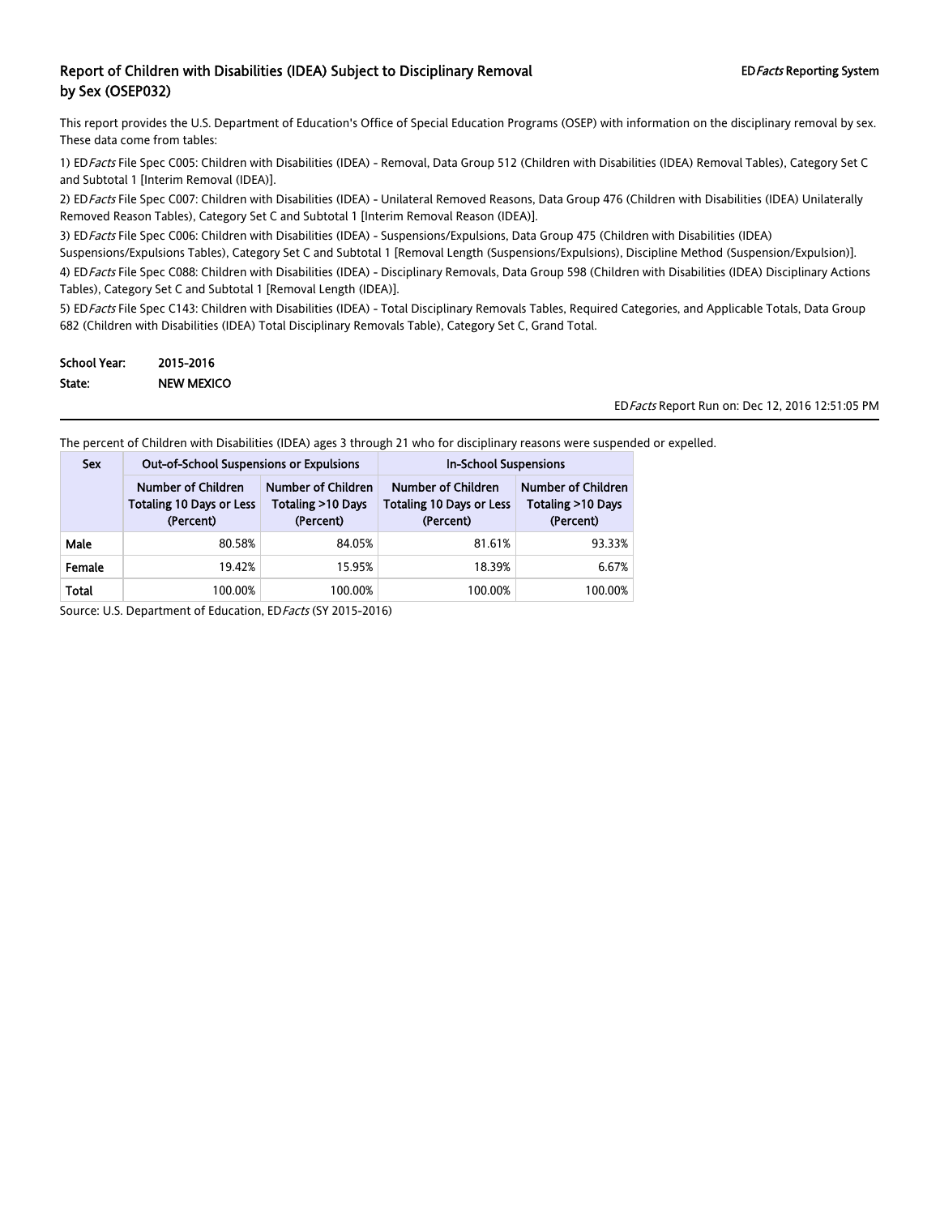# Report of Children with Disabilities (IDEA) Subject to Disciplinary Removal by Sex (OSEP032)

ED*Facts* Reporting System

This report provides the U.S. Department of Education's Office of Special Education Programs (OSEP) with information on the disciplinary removal by sex. These data come from tables:

1) ED*Facts* File Spec C005: Children with Disabilities (IDEA) - Removal, Data Group 512 (Children with Disabilities (IDEA) Removal Tables), Category Set C and Subtotal 1 [Interim Removal (IDEA)].

2) ED*Facts* File Spec C007: Children with Disabilities (IDEA) - Unilateral Removed Reasons, Data Group 476 (Children with Disabilities (IDEA) Unilaterally Removed Reason Tables), Category Set C and Subtotal 1 [Interim Removal Reason (IDEA)].

3) ED*Facts* File Spec C006: Children with Disabilities (IDEA) - Suspensions/Expulsions, Data Group 475 (Children with Disabilities (IDEA) Suspensions/Expulsions Tables), Category Set C and Subtotal 1 [Removal Length (Suspensions/Expulsions), Discipline Method (Suspension/Expulsion)].

4) ED*Facts* File Spec C088: Children with Disabilities (IDEA) - Disciplinary Removals, Data Group 598 (Children with Disabilities (IDEA) Disciplinary Actions Tables), Category Set C and Subtotal 1 [Removal Length (IDEA)].

5) ED*Facts* File Spec C143: Children with Disabilities (IDEA) - Total Disciplinary Removals Tables, Required Categories, and Applicable Totals, Data Group 682 (Children with Disabilities (IDEA) Total Disciplinary Removals Table), Category Set C, Grand Total.

**School Year:** 2015-2016

**State:** NEW MEXICO

ED*Facts* Report Run on: Dec 12, 2016 12:51:05 PM

The percent of Children with Disabilities (IDEA) ages 3 through 21 who for disciplinary reasons were suspended or expelled.

| Sex | Out-of-School Suspensions or Expulsions | | In-School Suspensions | |
|---|---|---|---|---|
| | Number of Children Totaling 10 Days or Less (Percent) | Number of Children Totaling >10 Days (Percent) | Number of Children Totaling 10 Days or Less (Percent) | Number of Children Totaling >10 Days (Percent) |
| Male | 80.58% | 84.05% | 81.61% | 93.33% |
| Female | 19.42% | 15.95% | 18.39% | 6.67% |
| Total | 100.00% | 100.00% | 100.00% | 100.00% |

Source: U.S. Department of Education, ED*Facts* (SY 2015-2016)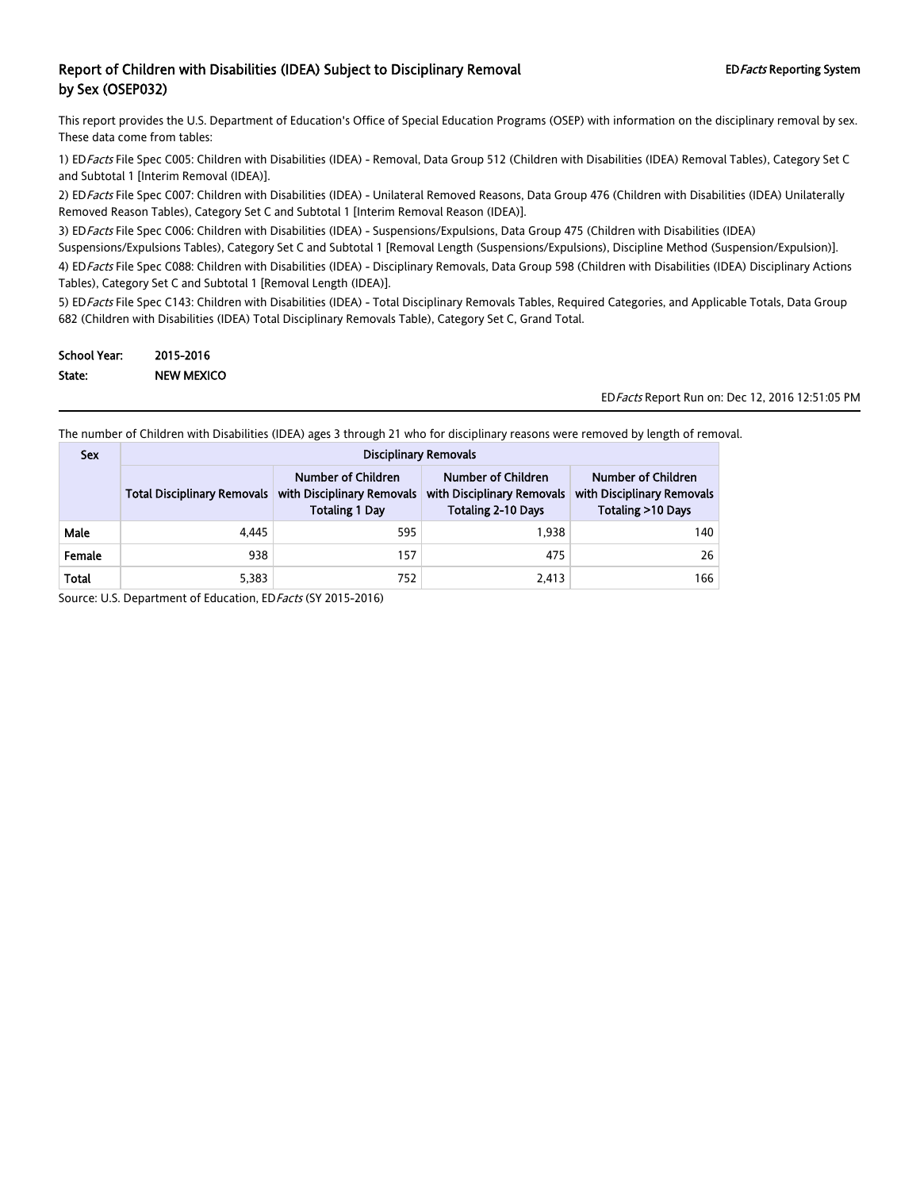# Report of Children with Disabilities (IDEA) Subject to Disciplinary Removal by Sex (OSEP032)

ED*Facts* Reporting System

This report provides the U.S. Department of Education's Office of Special Education Programs (OSEP) with information on the disciplinary removal by sex. These data come from tables:

1) ED*Facts* File Spec C005: Children with Disabilities (IDEA) - Removal, Data Group 512 (Children with Disabilities (IDEA) Removal Tables), Category Set C and Subtotal 1 [Interim Removal (IDEA)].

2) ED*Facts* File Spec C007: Children with Disabilities (IDEA) - Unilateral Removed Reasons, Data Group 476 (Children with Disabilities (IDEA) Unilaterally Removed Reason Tables), Category Set C and Subtotal 1 [Interim Removal Reason (IDEA)].

3) ED*Facts* File Spec C006: Children with Disabilities (IDEA) - Suspensions/Expulsions, Data Group 475 (Children with Disabilities (IDEA) Suspensions/Expulsions Tables), Category Set C and Subtotal 1 [Removal Length (Suspensions/Expulsions), Discipline Method (Suspension/Expulsion)].

4) ED*Facts* File Spec C088: Children with Disabilities (IDEA) - Disciplinary Removals, Data Group 598 (Children with Disabilities (IDEA) Disciplinary Actions Tables), Category Set C and Subtotal 1 [Removal Length (IDEA)].

5) ED*Facts* File Spec C143: Children with Disabilities (IDEA) - Total Disciplinary Removals Tables, Required Categories, and Applicable Totals, Data Group 682 (Children with Disabilities (IDEA) Total Disciplinary Removals Table), Category Set C, Grand Total.

**School Year:** 2015-2016

**State:** NEW MEXICO

ED*Facts* Report Run on: Dec 12, 2016 12:51:05 PM

The number of Children with Disabilities (IDEA) ages 3 through 21 who for disciplinary reasons were removed by length of removal.

| Sex | Disciplinary Removals | | | |
|---|---|---|---|---|
| | Total Disciplinary Removals | Number of Children with Disciplinary Removals Totaling 1 Day | Number of Children with Disciplinary Removals Totaling 2-10 Days | Number of Children with Disciplinary Removals Totaling >10 Days |
| Male | 4,445 | 595 | 1,938 | 140 |
| Female | 938 | 157 | 475 | 26 |
| Total | 5,383 | 752 | 2,413 | 166 |

Source: U.S. Department of Education, ED*Facts* (SY 2015-2016)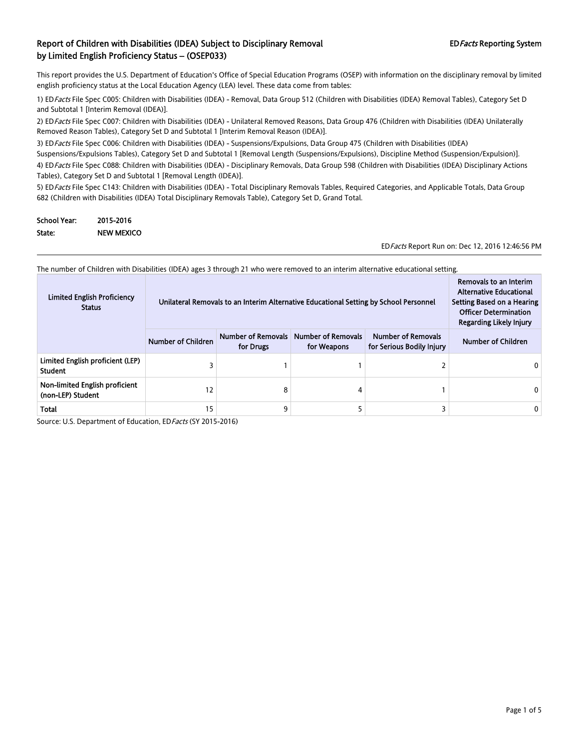## Report of Children with Disabilities (IDEA) Subject to Disciplinary Removal by Limited English Proficiency Status – (OSEP033)

EDFacts Reporting System

This report provides the U.S. Department of Education's Office of Special Education Programs (OSEP) with information on the disciplinary removal by limited english proficiency status at the Local Education Agency (LEA) level. These data come from tables:

1) EDFacts File Spec C005: Children with Disabilities (IDEA) - Removal, Data Group 512 (Children with Disabilities (IDEA) Removal Tables), Category Set D and Subtotal 1 [Interim Removal (IDEA)].

2) EDFacts File Spec C007: Children with Disabilities (IDEA) - Unilateral Removed Reasons, Data Group 476 (Children with Disabilities (IDEA) Unilaterally Removed Reason Tables), Category Set D and Subtotal 1 [Interim Removal Reason (IDEA)].

3) EDFacts File Spec C006: Children with Disabilities (IDEA) - Suspensions/Expulsions, Data Group 475 (Children with Disabilities (IDEA) Suspensions/Expulsions Tables), Category Set D and Subtotal 1 [Removal Length (Suspensions/Expulsions), Discipline Method (Suspension/Expulsion)].

4) EDFacts File Spec C088: Children with Disabilities (IDEA) - Disciplinary Removals, Data Group 598 (Children with Disabilities (IDEA) Disciplinary Actions Tables), Category Set D and Subtotal 1 [Removal Length (IDEA)].

5) EDFacts File Spec C143: Children with Disabilities (IDEA) - Total Disciplinary Removals Tables, Required Categories, and Applicable Totals, Data Group 682 (Children with Disabilities (IDEA) Total Disciplinary Removals Table), Category Set D, Grand Total.

**School Year:** 2015-2016
**State:** NEW MEXICO

EDFacts Report Run on: Dec 12, 2016 12:46:56 PM

The number of Children with Disabilities (IDEA) ages 3 through 21 who were removed to an interim alternative educational setting.

| Limited English Proficiency Status | Unilateral Removals to an Interim Alternative Educational Setting by School Personnel | | | | Removals to an Interim Alternative Educational Setting Based on a Hearing Officer Determination Regarding Likely Injury |
|---|---|---|---|---|---|
| | Number of Children | Number of Removals for Drugs | Number of Removals for Weapons | Number of Removals for Serious Bodily Injury | Number of Children |
| Limited English proficient (LEP) Student | 3 | 1 | 1 | 2 | 0 |
| Non-limited English proficient (non-LEP) Student | 12 | 8 | 4 | 1 | 0 |
| Total | 15 | 9 | 5 | 3 | 0 |

Source: U.S. Department of Education, EDFacts (SY 2015-2016)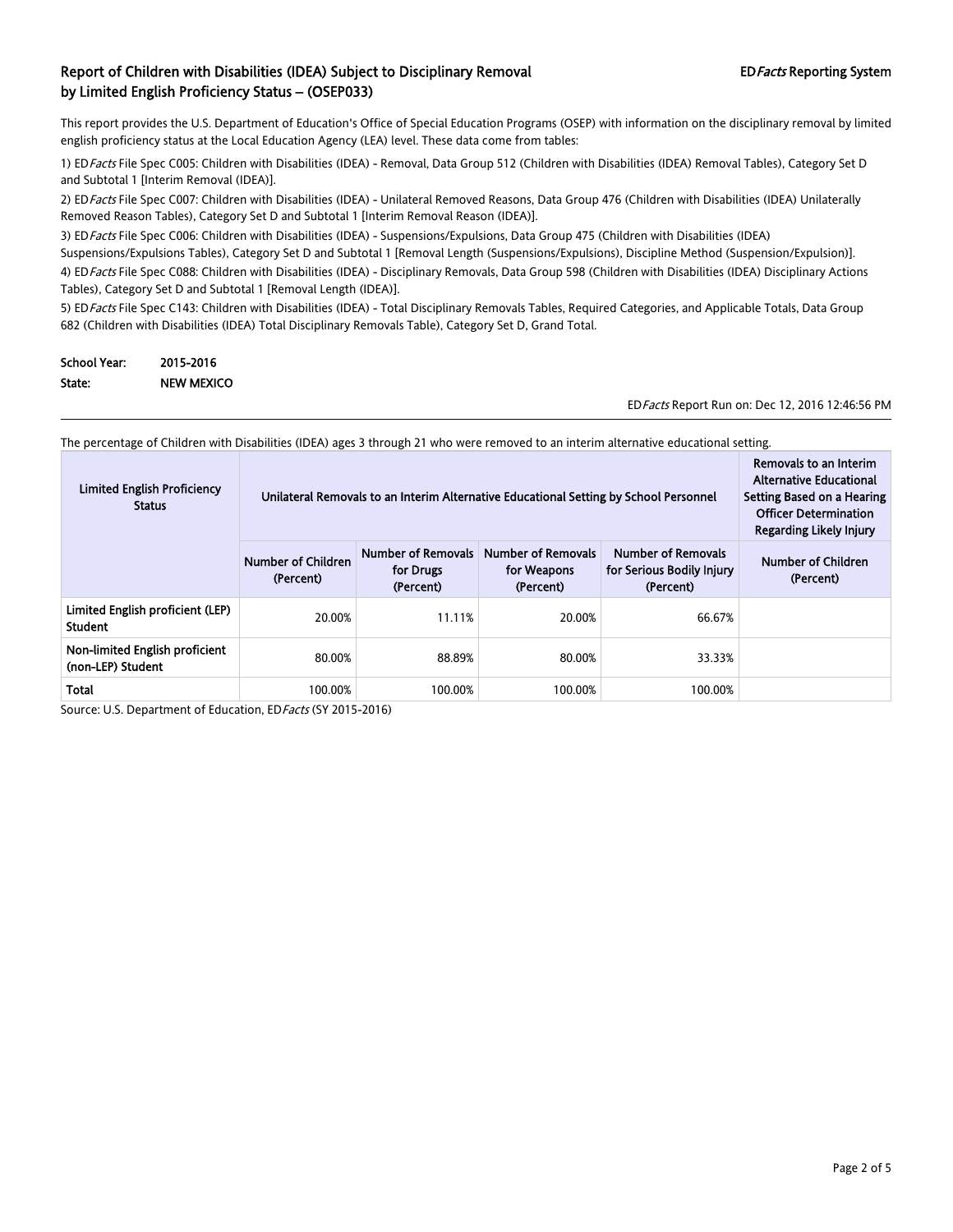## Report of Children with Disabilities (IDEA) Subject to Disciplinary Removal by Limited English Proficiency Status – (OSEP033)

EDFacts Reporting System

This report provides the U.S. Department of Education's Office of Special Education Programs (OSEP) with information on the disciplinary removal by limited english proficiency status at the Local Education Agency (LEA) level. These data come from tables:

1) ED*Facts* File Spec C005: Children with Disabilities (IDEA) - Removal, Data Group 512 (Children with Disabilities (IDEA) Removal Tables), Category Set D and Subtotal 1 [Interim Removal (IDEA)].

2) ED*Facts* File Spec C007: Children with Disabilities (IDEA) - Unilateral Removed Reasons, Data Group 476 (Children with Disabilities (IDEA) Unilaterally Removed Reason Tables), Category Set D and Subtotal 1 [Interim Removal Reason (IDEA)].

3) ED*Facts* File Spec C006: Children with Disabilities (IDEA) - Suspensions/Expulsions, Data Group 475 (Children with Disabilities (IDEA) Suspensions/Expulsions Tables), Category Set D and Subtotal 1 [Removal Length (Suspensions/Expulsions), Discipline Method (Suspension/Expulsion)].

4) ED*Facts* File Spec C088: Children with Disabilities (IDEA) - Disciplinary Removals, Data Group 598 (Children with Disabilities (IDEA) Disciplinary Actions Tables), Category Set D and Subtotal 1 [Removal Length (IDEA)].

5) ED*Facts* File Spec C143: Children with Disabilities (IDEA) - Total Disciplinary Removals Tables, Required Categories, and Applicable Totals, Data Group 682 (Children with Disabilities (IDEA) Total Disciplinary Removals Table), Category Set D, Grand Total.

**School Year:** 2015-2016

**State:** NEW MEXICO

ED*Facts* Report Run on: Dec 12, 2016 12:46:56 PM

The percentage of Children with Disabilities (IDEA) ages 3 through 21 who were removed to an interim alternative educational setting.

| Limited English Proficiency Status | Unilateral Removals to an Interim Alternative Educational Setting by School Personnel | | | | Removals to an Interim Alternative Educational Setting Based on a Hearing Officer Determination Regarding Likely Injury |
|---|---|---|---|---|---|
| | Number of Children (Percent) | Number of Removals for Drugs (Percent) | Number of Removals for Weapons (Percent) | Number of Removals for Serious Bodily Injury (Percent) | Number of Children (Percent) |
| Limited English proficient (LEP) Student | 20.00% | 11.11% | 20.00% | 66.67% | |
| Non-limited English proficient (non-LEP) Student | 80.00% | 88.89% | 80.00% | 33.33% | |
| Total | 100.00% | 100.00% | 100.00% | 100.00% | |

Source: U.S. Department of Education, ED*Facts* (SY 2015-2016)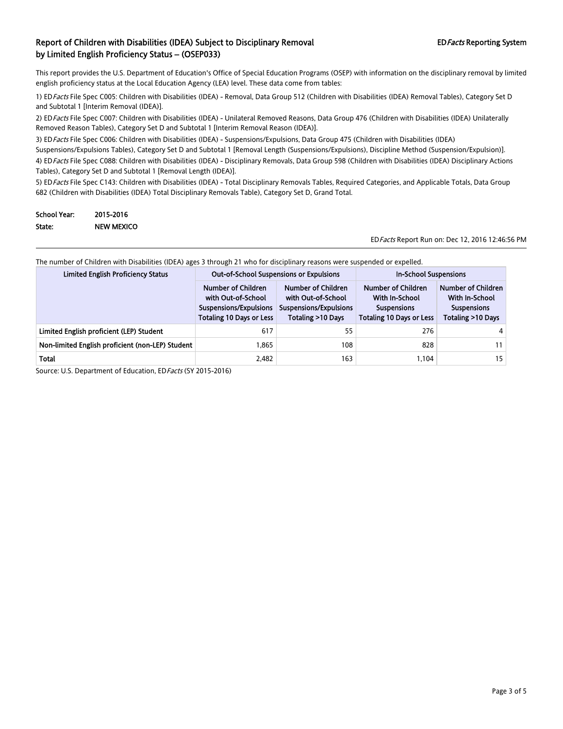## Report of Children with Disabilities (IDEA) Subject to Disciplinary Removal by Limited English Proficiency Status – (OSEP033)

ED*Facts* Reporting System

This report provides the U.S. Department of Education's Office of Special Education Programs (OSEP) with information on the disciplinary removal by limited english proficiency status at the Local Education Agency (LEA) level. These data come from tables:

1) ED*Facts* File Spec C005: Children with Disabilities (IDEA) - Removal, Data Group 512 (Children with Disabilities (IDEA) Removal Tables), Category Set D and Subtotal 1 [Interim Removal (IDEA)].

2) ED*Facts* File Spec C007: Children with Disabilities (IDEA) - Unilateral Removed Reasons, Data Group 476 (Children with Disabilities (IDEA) Unilaterally Removed Reason Tables), Category Set D and Subtotal 1 [Interim Removal Reason (IDEA)].

3) ED*Facts* File Spec C006: Children with Disabilities (IDEA) - Suspensions/Expulsions, Data Group 475 (Children with Disabilities (IDEA) Suspensions/Expulsions Tables), Category Set D and Subtotal 1 [Removal Length (Suspensions/Expulsions), Discipline Method (Suspension/Expulsion)].

4) ED*Facts* File Spec C088: Children with Disabilities (IDEA) - Disciplinary Removals, Data Group 598 (Children with Disabilities (IDEA) Disciplinary Actions Tables), Category Set D and Subtotal 1 [Removal Length (IDEA)].

5) ED*Facts* File Spec C143: Children with Disabilities (IDEA) - Total Disciplinary Removals Tables, Required Categories, and Applicable Totals, Data Group 682 (Children with Disabilities (IDEA) Total Disciplinary Removals Table), Category Set D, Grand Total.

**School Year:** 2015-2016
**State:** NEW MEXICO

ED*Facts* Report Run on: Dec 12, 2016 12:46:56 PM

The number of Children with Disabilities (IDEA) ages 3 through 21 who for disciplinary reasons were suspended or expelled.

| Limited English Proficiency Status | Out-of-School Suspensions or Expulsions | | In-School Suspensions | |
|---|---|---|---|---|
| | Number of Children with Out-of-School Suspensions/Expulsions Totaling 10 Days or Less | Number of Children with Out-of-School Suspensions/Expulsions Totaling >10 Days | Number of Children With In-School Suspensions Totaling 10 Days or Less | Number of Children With In-School Suspensions Totaling >10 Days |
| Limited English proficient (LEP) Student | 617 | 55 | 276 | 4 |
| Non-limited English proficient (non-LEP) Student | 1,865 | 108 | 828 | 11 |
| Total | 2,482 | 163 | 1,104 | 15 |

Source: U.S. Department of Education, ED*Facts* (SY 2015-2016)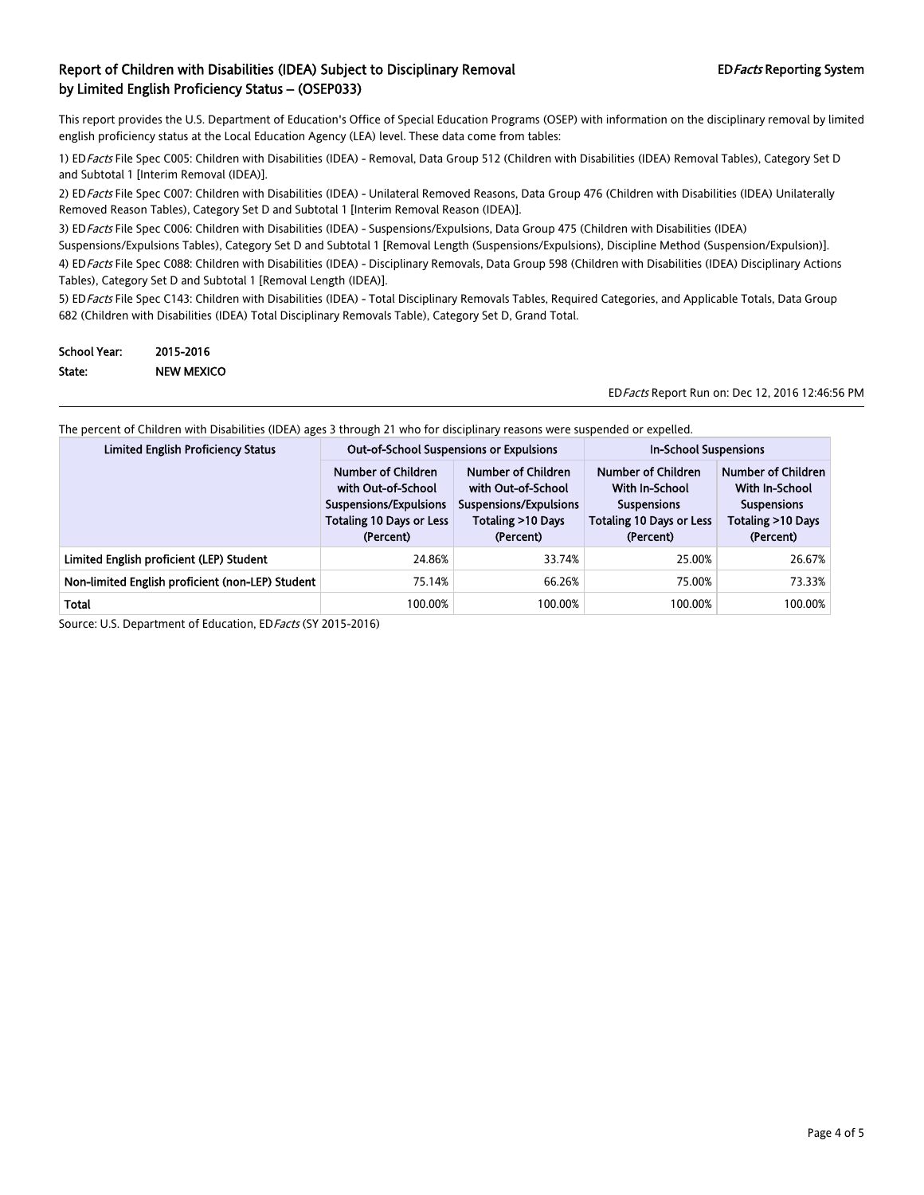## Report of Children with Disabilities (IDEA) Subject to Disciplinary Removal by Limited English Proficiency Status – (OSEP033)

EDFacts Reporting System

This report provides the U.S. Department of Education's Office of Special Education Programs (OSEP) with information on the disciplinary removal by limited english proficiency status at the Local Education Agency (LEA) level. These data come from tables:

1) ED*Facts* File Spec C005: Children with Disabilities (IDEA) - Removal, Data Group 512 (Children with Disabilities (IDEA) Removal Tables), Category Set D and Subtotal 1 [Interim Removal (IDEA)].

2) ED*Facts* File Spec C007: Children with Disabilities (IDEA) - Unilateral Removed Reasons, Data Group 476 (Children with Disabilities (IDEA) Unilaterally Removed Reason Tables), Category Set D and Subtotal 1 [Interim Removal Reason (IDEA)].

3) ED*Facts* File Spec C006: Children with Disabilities (IDEA) - Suspensions/Expulsions, Data Group 475 (Children with Disabilities (IDEA) Suspensions/Expulsions Tables), Category Set D and Subtotal 1 [Removal Length (Suspensions/Expulsions), Discipline Method (Suspension/Expulsion)].

4) ED*Facts* File Spec C088: Children with Disabilities (IDEA) - Disciplinary Removals, Data Group 598 (Children with Disabilities (IDEA) Disciplinary Actions Tables), Category Set D and Subtotal 1 [Removal Length (IDEA)].

5) ED*Facts* File Spec C143: Children with Disabilities (IDEA) - Total Disciplinary Removals Tables, Required Categories, and Applicable Totals, Data Group 682 (Children with Disabilities (IDEA) Total Disciplinary Removals Table), Category Set D, Grand Total.

**School Year:** 2015-2016
**State:** NEW MEXICO

ED*Facts* Report Run on: Dec 12, 2016 12:46:56 PM

The percent of Children with Disabilities (IDEA) ages 3 through 21 who for disciplinary reasons were suspended or expelled.

| Limited English Proficiency Status | Out-of-School Suspensions or Expulsions | | In-School Suspensions | |
|---|---|---|---|---|
| | Number of Children with Out-of-School Suspensions/Expulsions Totaling 10 Days or Less (Percent) | Number of Children with Out-of-School Suspensions/Expulsions Totaling >10 Days (Percent) | Number of Children With In-School Suspensions Totaling 10 Days or Less (Percent) | Number of Children With In-School Suspensions Totaling >10 Days (Percent) |
| Limited English proficient (LEP) Student | 24.86% | 33.74% | 25.00% | 26.67% |
| Non-limited English proficient (non-LEP) Student | 75.14% | 66.26% | 75.00% | 73.33% |
| Total | 100.00% | 100.00% | 100.00% | 100.00% |

Source: U.S. Department of Education, ED*Facts* (SY 2015-2016)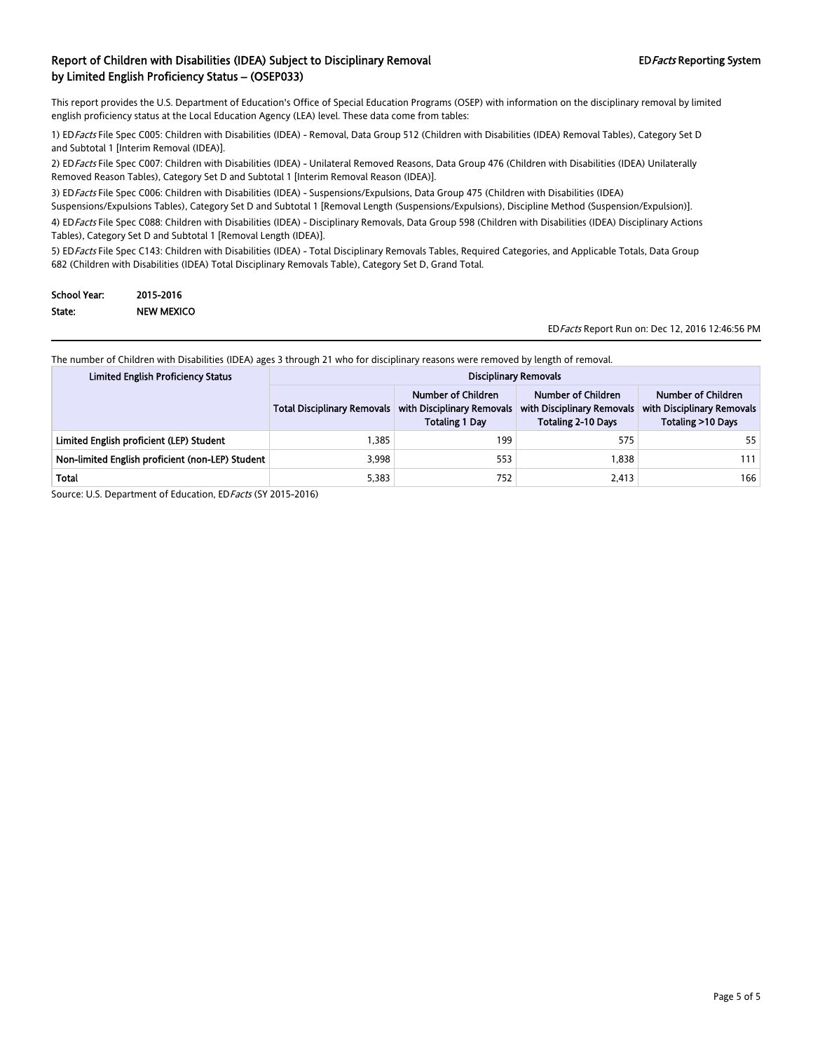## Report of Children with Disabilities (IDEA) Subject to Disciplinary Removal by Limited English Proficiency Status – (OSEP033)

ED*Facts* Reporting System

This report provides the U.S. Department of Education's Office of Special Education Programs (OSEP) with information on the disciplinary removal by limited english proficiency status at the Local Education Agency (LEA) level. These data come from tables:

1) ED*Facts* File Spec C005: Children with Disabilities (IDEA) - Removal, Data Group 512 (Children with Disabilities (IDEA) Removal Tables), Category Set D and Subtotal 1 [Interim Removal (IDEA)].

2) ED*Facts* File Spec C007: Children with Disabilities (IDEA) - Unilateral Removed Reasons, Data Group 476 (Children with Disabilities (IDEA) Unilaterally Removed Reason Tables), Category Set D and Subtotal 1 [Interim Removal Reason (IDEA)].

3) ED*Facts* File Spec C006: Children with Disabilities (IDEA) - Suspensions/Expulsions, Data Group 475 (Children with Disabilities (IDEA) Suspensions/Expulsions Tables), Category Set D and Subtotal 1 [Removal Length (Suspensions/Expulsions), Discipline Method (Suspension/Expulsion)].

4) ED*Facts* File Spec C088: Children with Disabilities (IDEA) - Disciplinary Removals, Data Group 598 (Children with Disabilities (IDEA) Disciplinary Actions Tables), Category Set D and Subtotal 1 [Removal Length (IDEA)].

5) ED*Facts* File Spec C143: Children with Disabilities (IDEA) - Total Disciplinary Removals Tables, Required Categories, and Applicable Totals, Data Group 682 (Children with Disabilities (IDEA) Total Disciplinary Removals Table), Category Set D, Grand Total.

**School Year:** 2015-2016
**State:** NEW MEXICO

ED*Facts* Report Run on: Dec 12, 2016 12:46:56 PM

The number of Children with Disabilities (IDEA) ages 3 through 21 who for disciplinary reasons were removed by length of removal.

| Limited English Proficiency Status | Disciplinary Removals | | | |
|---|---|---|---|---|
| | Total Disciplinary Removals | Number of Children with Disciplinary Removals Totaling 1 Day | Number of Children with Disciplinary Removals Totaling 2-10 Days | Number of Children with Disciplinary Removals Totaling >10 Days |
| Limited English proficient (LEP) Student | 1,385 | 199 | 575 | 55 |
| Non-limited English proficient (non-LEP) Student | 3,998 | 553 | 1,838 | 111 |
| Total | 5,383 | 752 | 2,413 | 166 |

Source: U.S. Department of Education, ED*Facts* (SY 2015-2016)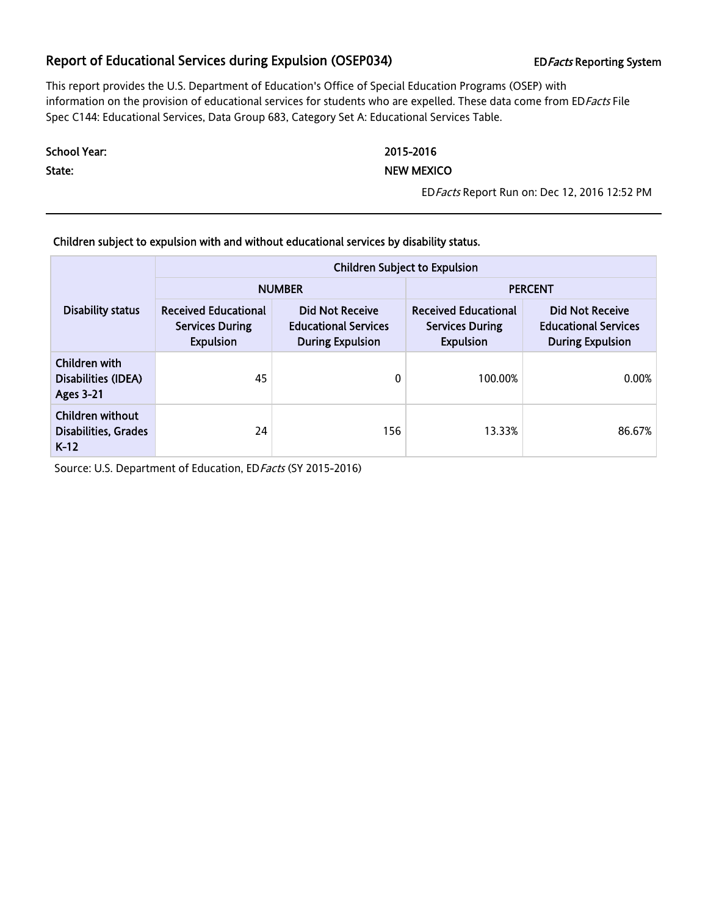# Report of Educational Services during Expulsion (OSEP034)

ED*Facts* Reporting System

This report provides the U.S. Department of Education's Office of Special Education Programs (OSEP) with information on the provision of educational services for students who are expelled. These data come from ED*Facts* File Spec C144: Educational Services, Data Group 683, Category Set A: Educational Services Table.

**School Year:** 2015-2016

**State:** NEW MEXICO

ED*Facts* Report Run on: Dec 12, 2016 12:52 PM

**Children subject to expulsion with and without educational services by disability status.**

| Disability status | Children Subject to Expulsion | | | |
|---|---|---|---|---|
| | NUMBER | | PERCENT | |
| | Received Educational Services During Expulsion | Did Not Receive Educational Services During Expulsion | Received Educational Services During Expulsion | Did Not Receive Educational Services During Expulsion |
| Children with Disabilities (IDEA) Ages 3-21 | 45 | 0 | 100.00% | 0.00% |
| Children without Disabilities, Grades K-12 | 24 | 156 | 13.33% | 86.67% |

Source: U.S. Department of Education, ED*Facts* (SY 2015-2016)